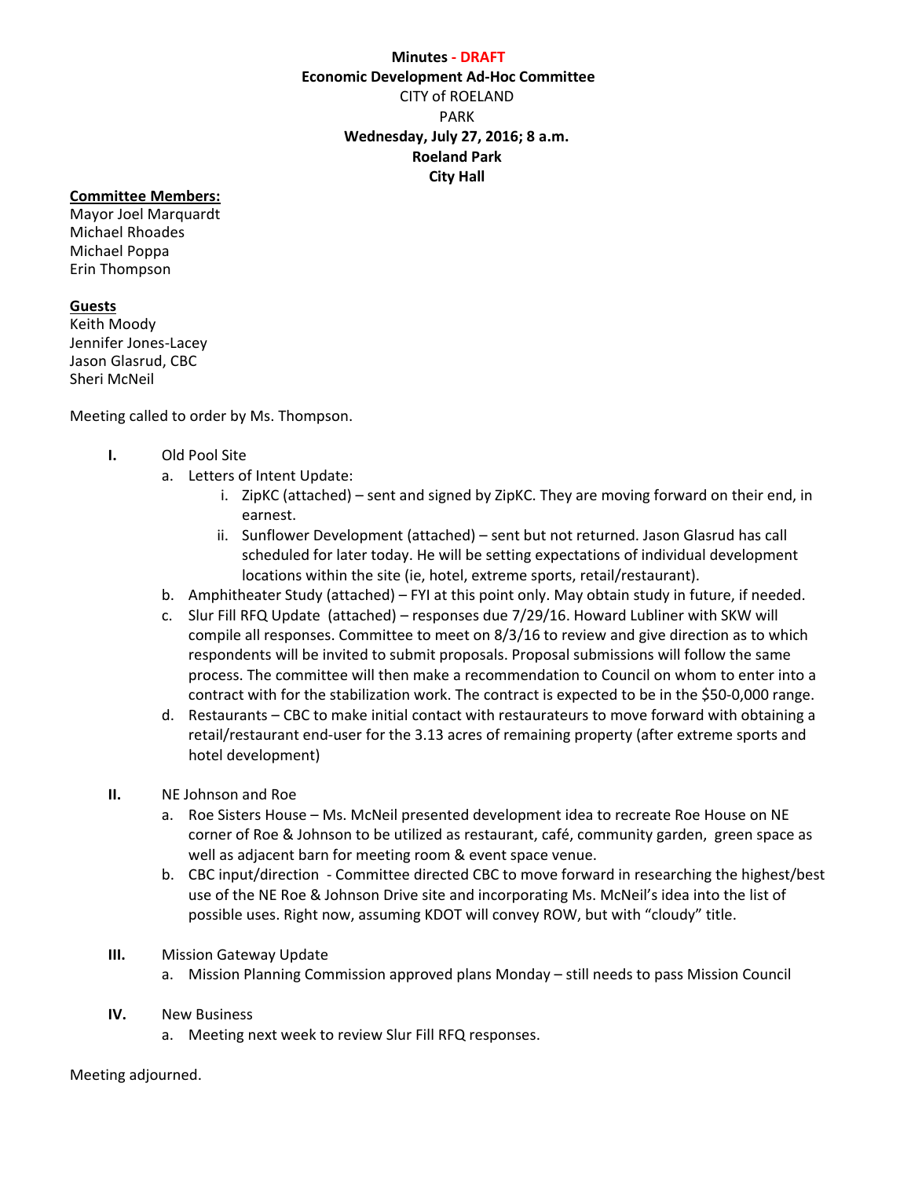**Minutes - DRAFT**
**Economic Development Ad-Hoc Committee**
CITY of ROELAND PARK
**Wednesday, July 27, 2016; 8 a.m.**
**Roeland Park City Hall**

**Committee Members:**
Mayor Joel Marquardt
Michael Rhoades
Michael Poppa
Erin Thompson

**Guests**
Keith Moody
Jennifer Jones-Lacey
Jason Glasrud, CBC
Sheri McNeil

Meeting called to order by Ms. Thompson.

**I.** Old Pool Site

a. Letters of Intent Update:

i. ZipKC (attached) – sent and signed by ZipKC. They are moving forward on their end, in earnest.

ii. Sunflower Development (attached) – sent but not returned. Jason Glasrud has call scheduled for later today. He will be setting expectations of individual development locations within the site (ie, hotel, extreme sports, retail/restaurant).

b. Amphitheater Study (attached) – FYI at this point only. May obtain study in future, if needed.

c. Slur Fill RFQ Update (attached) – responses due 7/29/16. Howard Lubliner with SKW will compile all responses. Committee to meet on 8/3/16 to review and give direction as to which respondents will be invited to submit proposals. Proposal submissions will follow the same process. The committee will then make a recommendation to Council on whom to enter into a contract with for the stabilization work. The contract is expected to be in the $50-0,000 range.

d. Restaurants – CBC to make initial contact with restaurateurs to move forward with obtaining a retail/restaurant end-user for the 3.13 acres of remaining property (after extreme sports and hotel development)

**II.** NE Johnson and Roe

a. Roe Sisters House – Ms. McNeil presented development idea to recreate Roe House on NE corner of Roe & Johnson to be utilized as restaurant, café, community garden, green space as well as adjacent barn for meeting room & event space venue.

b. CBC input/direction - Committee directed CBC to move forward in researching the highest/best use of the NE Roe & Johnson Drive site and incorporating Ms. McNeil's idea into the list of possible uses. Right now, assuming KDOT will convey ROW, but with "cloudy" title.

**III.** Mission Gateway Update

a. Mission Planning Commission approved plans Monday – still needs to pass Mission Council

**IV.** New Business

a. Meeting next week to review Slur Fill RFQ responses.

Meeting adjourned.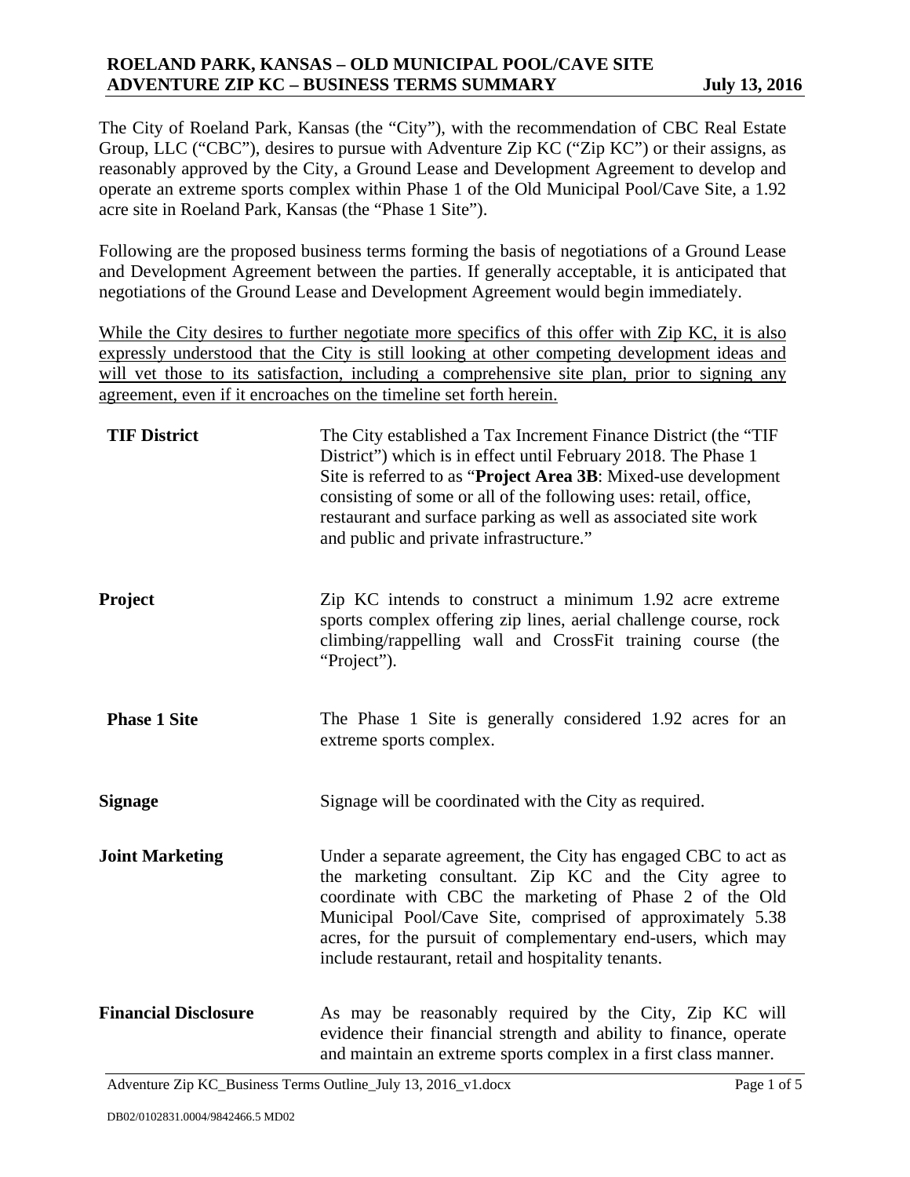# ROELAND PARK, KANSAS – OLD MUNICIPAL POOL/CAVE SITE
## ADVENTURE ZIP KC – BUSINESS TERMS SUMMARY

**July 13, 2016**

The City of Roeland Park, Kansas (the "City"), with the recommendation of CBC Real Estate Group, LLC ("CBC"), desires to pursue with Adventure Zip KC ("Zip KC") or their assigns, as reasonably approved by the City, a Ground Lease and Development Agreement to develop and operate an extreme sports complex within Phase 1 of the Old Municipal Pool/Cave Site, a 1.92 acre site in Roeland Park, Kansas (the "Phase 1 Site").

Following are the proposed business terms forming the basis of negotiations of a Ground Lease and Development Agreement between the parties. If generally acceptable, it is anticipated that negotiations of the Ground Lease and Development Agreement would begin immediately.

<u>While the City desires to further negotiate more specifics of this offer with Zip KC, it is also expressly understood that the City is still looking at other competing development ideas and will vet those to its satisfaction, including a comprehensive site plan, prior to signing any agreement, even if it encroaches on the timeline set forth herein.</u>

**TIF District**

The City established a Tax Increment Finance District (the "TIF District") which is in effect until February 2018. The Phase 1 Site is referred to as "**Project Area 3B**: Mixed-use development consisting of some or all of the following uses: retail, office, restaurant and surface parking as well as associated site work and public and private infrastructure."

**Project**

Zip KC intends to construct a minimum 1.92 acre extreme sports complex offering zip lines, aerial challenge course, rock climbing/rappelling wall and CrossFit training course (the "Project").

**Phase 1 Site**

The Phase 1 Site is generally considered 1.92 acres for an extreme sports complex.

**Signage**

Signage will be coordinated with the City as required.

**Joint Marketing**

Under a separate agreement, the City has engaged CBC to act as the marketing consultant. Zip KC and the City agree to coordinate with CBC the marketing of Phase 2 of the Old Municipal Pool/Cave Site, comprised of approximately 5.38 acres, for the pursuit of complementary end-users, which may include restaurant, retail and hospitality tenants.

**Financial Disclosure**

As may be reasonably required by the City, Zip KC will evidence their financial strength and ability to finance, operate and maintain an extreme sports complex in a first class manner.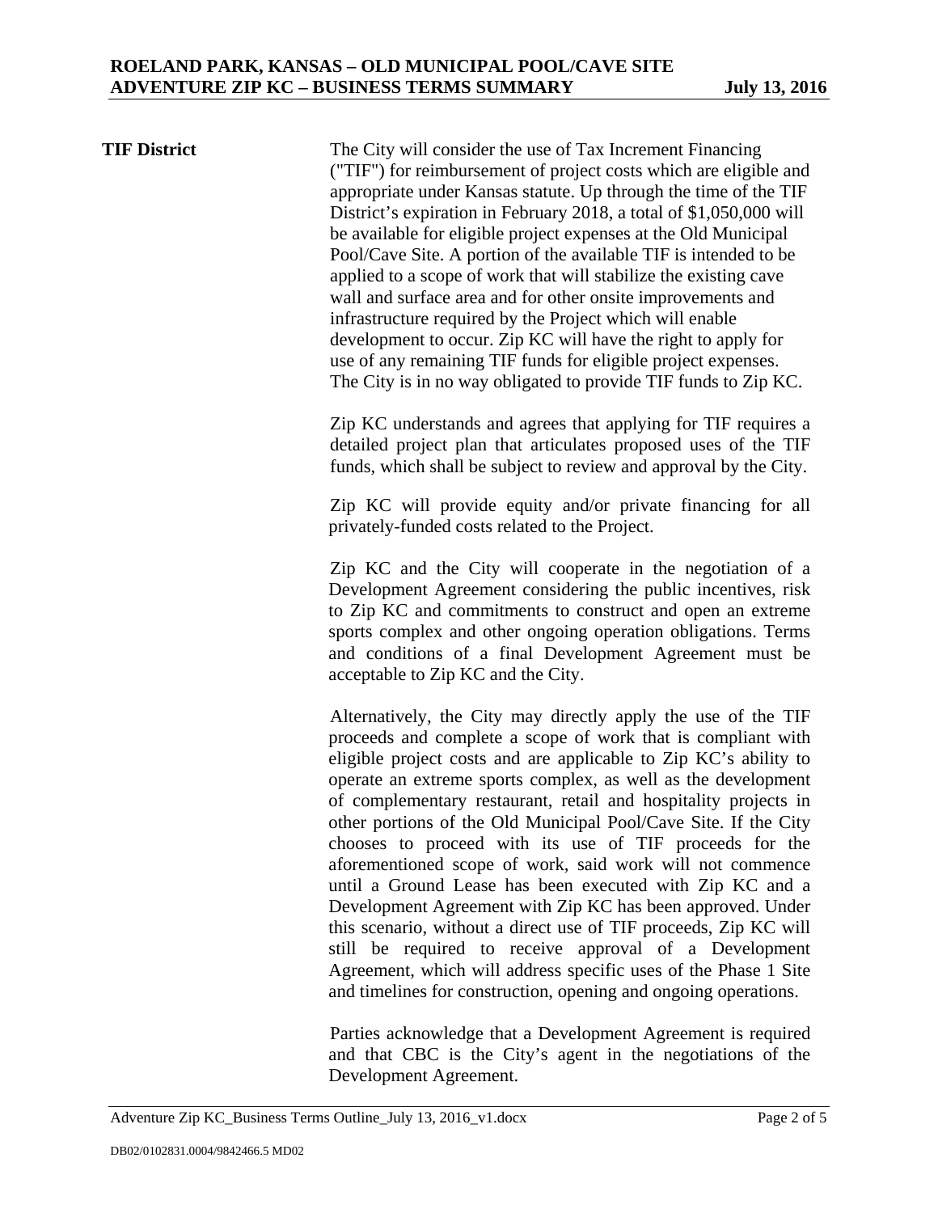**TIF District**

The City will consider the use of Tax Increment Financing ("TIF") for reimbursement of project costs which are eligible and appropriate under Kansas statute. Up through the time of the TIF District's expiration in February 2018, a total of $1,050,000 will be available for eligible project expenses at the Old Municipal Pool/Cave Site. A portion of the available TIF is intended to be applied to a scope of work that will stabilize the existing cave wall and surface area and for other onsite improvements and infrastructure required by the Project which will enable development to occur. Zip KC will have the right to apply for use of any remaining TIF funds for eligible project expenses. The City is in no way obligated to provide TIF funds to Zip KC.

Zip KC understands and agrees that applying for TIF requires a detailed project plan that articulates proposed uses of the TIF funds, which shall be subject to review and approval by the City.

Zip KC will provide equity and/or private financing for all privately-funded costs related to the Project.

Zip KC and the City will cooperate in the negotiation of a Development Agreement considering the public incentives, risk to Zip KC and commitments to construct and open an extreme sports complex and other ongoing operation obligations. Terms and conditions of a final Development Agreement must be acceptable to Zip KC and the City.

Alternatively, the City may directly apply the use of the TIF proceeds and complete a scope of work that is compliant with eligible project costs and are applicable to Zip KC's ability to operate an extreme sports complex, as well as the development of complementary restaurant, retail and hospitality projects in other portions of the Old Municipal Pool/Cave Site. If the City chooses to proceed with its use of TIF proceeds for the aforementioned scope of work, said work will not commence until a Ground Lease has been executed with Zip KC and a Development Agreement with Zip KC has been approved. Under this scenario, without a direct use of TIF proceeds, Zip KC will still be required to receive approval of a Development Agreement, which will address specific uses of the Phase 1 Site and timelines for construction, opening and ongoing operations.

Parties acknowledge that a Development Agreement is required and that CBC is the City's agent in the negotiations of the Development Agreement.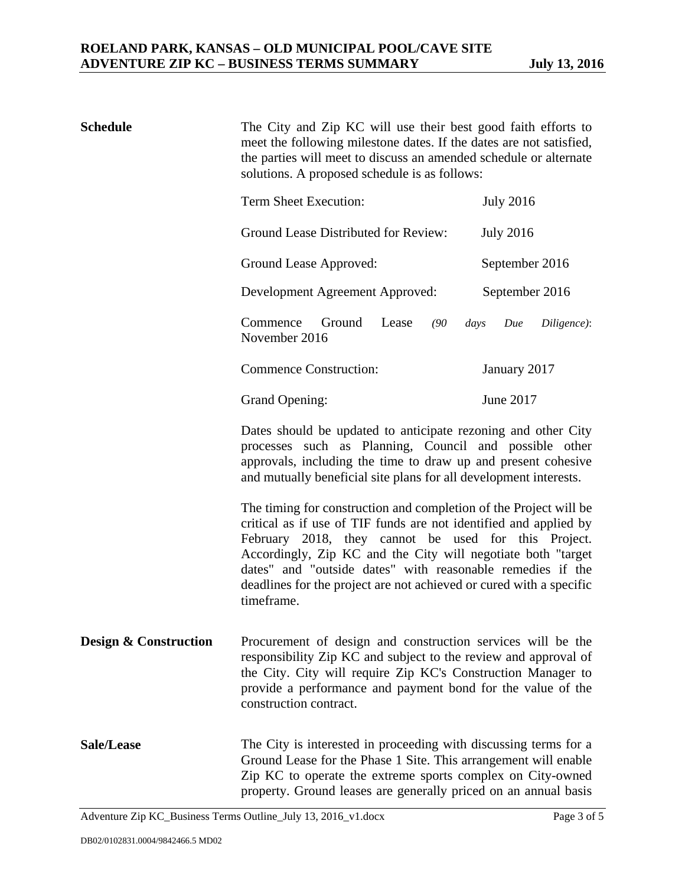**Schedule**

The City and Zip KC will use their best good faith efforts to meet the following milestone dates. If the dates are not satisfied, the parties will meet to discuss an amended schedule or alternate solutions. A proposed schedule is as follows:

| | |
|---|---|
| Term Sheet Execution: | July 2016 |
| Ground Lease Distributed for Review: | July 2016 |
| Ground Lease Approved: | September 2016 |
| Development Agreement Approved: | September 2016 |
| Commence Ground Lease *(90 days Due Diligence)*: | November 2016 |
| Commence Construction: | January 2017 |
| Grand Opening: | June 2017 |

Dates should be updated to anticipate rezoning and other City processes such as Planning, Council and possible other approvals, including the time to draw up and present cohesive and mutually beneficial site plans for all development interests.

The timing for construction and completion of the Project will be critical as if use of TIF funds are not identified and applied by February 2018, they cannot be used for this Project. Accordingly, Zip KC and the City will negotiate both "target dates" and "outside dates" with reasonable remedies if the deadlines for the project are not achieved or cured with a specific timeframe.

**Design & Construction**

Procurement of design and construction services will be the responsibility Zip KC and subject to the review and approval of the City. City will require Zip KC's Construction Manager to provide a performance and payment bond for the value of the construction contract.

**Sale/Lease**

The City is interested in proceeding with discussing terms for a Ground Lease for the Phase 1 Site. This arrangement will enable Zip KC to operate the extreme sports complex on City-owned property. Ground leases are generally priced on an annual basis

DB02/0102831.0004/9842466.5 MD02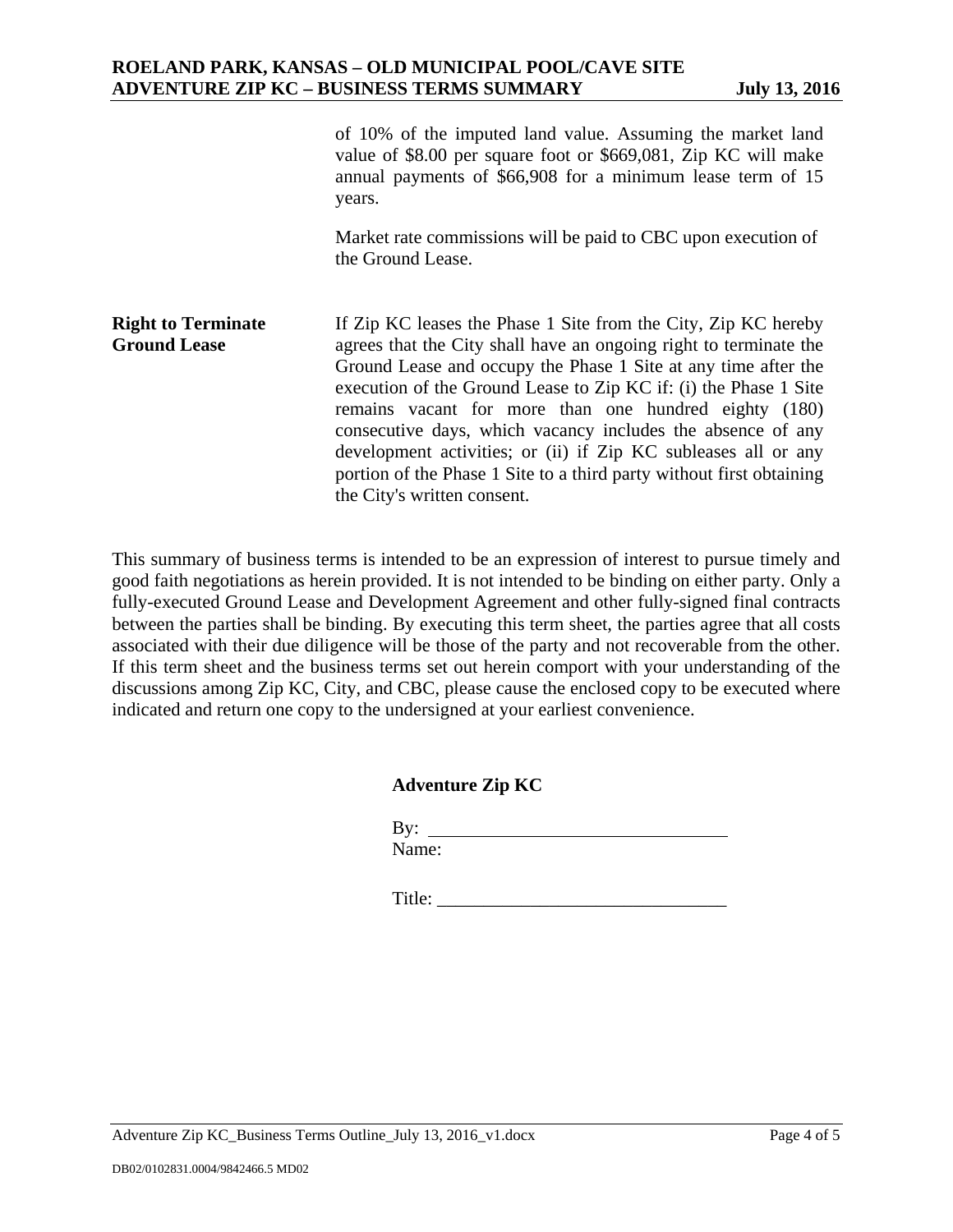| | |
|---|---|
| | of 10% of the imputed land value. Assuming the market land value of $8.00 per square foot or $669,081, Zip KC will make annual payments of $66,908 for a minimum lease term of 15 years.<br><br>Market rate commissions will be paid to CBC upon execution of the Ground Lease. |
| **Right to Terminate Ground Lease** | If Zip KC leases the Phase 1 Site from the City, Zip KC hereby agrees that the City shall have an ongoing right to terminate the Ground Lease and occupy the Phase 1 Site at any time after the execution of the Ground Lease to Zip KC if: (i) the Phase 1 Site remains vacant for more than one hundred eighty (180) consecutive days, which vacancy includes the absence of any development activities; or (ii) if Zip KC subleases all or any portion of the Phase 1 Site to a third party without first obtaining the City's written consent. |

This summary of business terms is intended to be an expression of interest to pursue timely and good faith negotiations as herein provided. It is not intended to be binding on either party. Only a fully-executed Ground Lease and Development Agreement and other fully-signed final contracts between the parties shall be binding. By executing this term sheet, the parties agree that all costs associated with their due diligence will be those of the party and not recoverable from the other. If this term sheet and the business terms set out herein comport with your understanding of the discussions among Zip KC, City, and CBC, please cause the enclosed copy to be executed where indicated and return one copy to the undersigned at your earliest convenience.

**Adventure Zip KC**

By: ______________________________
Name:

Title: ______________________________

DB02/0102831.0004/9842466.5 MD02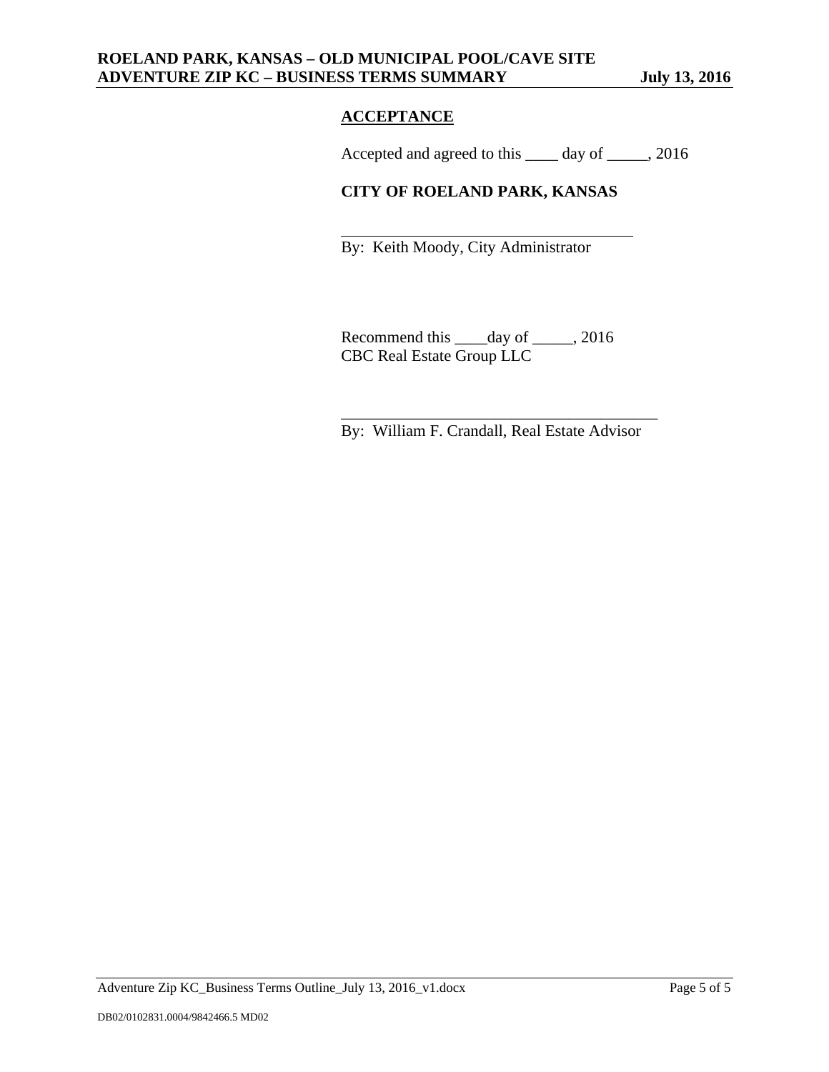## ACCEPTANCE

Accepted and agreed to this ____ day of _____, 2016

**CITY OF ROELAND PARK, KANSAS**

____________________________________
By: Keith Moody, City Administrator

Recommend this ____day of _____, 2016
CBC Real Estate Group LLC

____________________________________
By: William F. Crandall, Real Estate Advisor

DB02/0102831.0004/9842466.5 MD02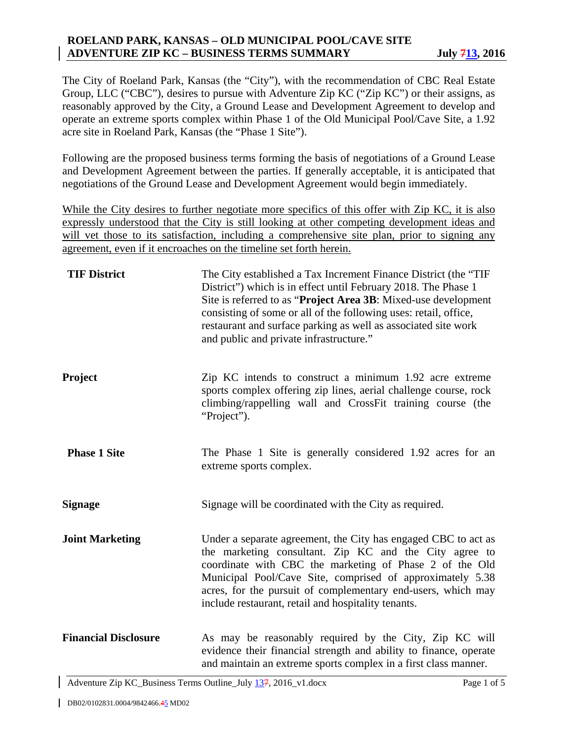# ROELAND PARK, KANSAS – OLD MUNICIPAL POOL/CAVE SITE
## ADVENTURE ZIP KC – BUSINESS TERMS SUMMARY — July ~~7~~13, 2016

The City of Roeland Park, Kansas (the "City"), with the recommendation of CBC Real Estate Group, LLC ("CBC"), desires to pursue with Adventure Zip KC ("Zip KC") or their assigns, as reasonably approved by the City, a Ground Lease and Development Agreement to develop and operate an extreme sports complex within Phase 1 of the Old Municipal Pool/Cave Site, a 1.92 acre site in Roeland Park, Kansas (the "Phase 1 Site").

Following are the proposed business terms forming the basis of negotiations of a Ground Lease and Development Agreement between the parties. If generally acceptable, it is anticipated that negotiations of the Ground Lease and Development Agreement would begin immediately.

<u>While the City desires to further negotiate more specifics of this offer with Zip KC, it is also expressly understood that the City is still looking at other competing development ideas and will vet those to its satisfaction, including a comprehensive site plan, prior to signing any agreement, even if it encroaches on the timeline set forth herein.</u>

**TIF District** — The City established a Tax Increment Finance District (the "TIF District") which is in effect until February 2018. The Phase 1 Site is referred to as "**Project Area 3B**: Mixed-use development consisting of some or all of the following uses: retail, office, restaurant and surface parking as well as associated site work and public and private infrastructure."

**Project** — Zip KC intends to construct a minimum 1.92 acre extreme sports complex offering zip lines, aerial challenge course, rock climbing/rappelling wall and CrossFit training course (the "Project").

**Phase 1 Site** — The Phase 1 Site is generally considered 1.92 acres for an extreme sports complex.

**Signage** — Signage will be coordinated with the City as required.

**Joint Marketing** — Under a separate agreement, the City has engaged CBC to act as the marketing consultant. Zip KC and the City agree to coordinate with CBC the marketing of Phase 2 of the Old Municipal Pool/Cave Site, comprised of approximately 5.38 acres, for the pursuit of complementary end-users, which may include restaurant, retail and hospitality tenants.

**Financial Disclosure** — As may be reasonably required by the City, Zip KC will evidence their financial strength and ability to finance, operate and maintain an extreme sports complex in a first class manner.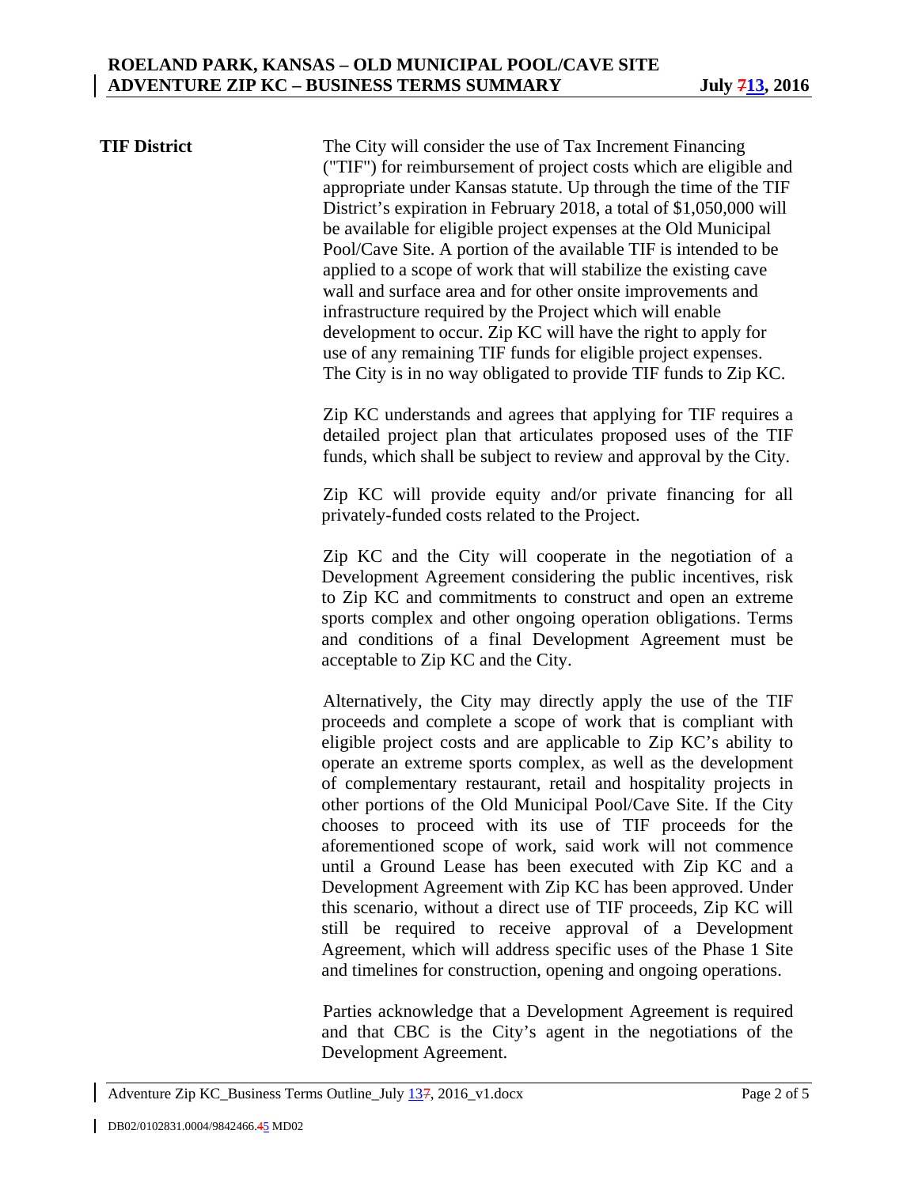**TIF District**

The City will consider the use of Tax Increment Financing ("TIF") for reimbursement of project costs which are eligible and appropriate under Kansas statute. Up through the time of the TIF District's expiration in February 2018, a total of $1,050,000 will be available for eligible project expenses at the Old Municipal Pool/Cave Site. A portion of the available TIF is intended to be applied to a scope of work that will stabilize the existing cave wall and surface area and for other onsite improvements and infrastructure required by the Project which will enable development to occur. Zip KC will have the right to apply for use of any remaining TIF funds for eligible project expenses. The City is in no way obligated to provide TIF funds to Zip KC.

Zip KC understands and agrees that applying for TIF requires a detailed project plan that articulates proposed uses of the TIF funds, which shall be subject to review and approval by the City.

Zip KC will provide equity and/or private financing for all privately-funded costs related to the Project.

Zip KC and the City will cooperate in the negotiation of a Development Agreement considering the public incentives, risk to Zip KC and commitments to construct and open an extreme sports complex and other ongoing operation obligations. Terms and conditions of a final Development Agreement must be acceptable to Zip KC and the City.

Alternatively, the City may directly apply the use of the TIF proceeds and complete a scope of work that is compliant with eligible project costs and are applicable to Zip KC's ability to operate an extreme sports complex, as well as the development of complementary restaurant, retail and hospitality projects in other portions of the Old Municipal Pool/Cave Site. If the City chooses to proceed with its use of TIF proceeds for the aforementioned scope of work, said work will not commence until a Ground Lease has been executed with Zip KC and a Development Agreement with Zip KC has been approved. Under this scenario, without a direct use of TIF proceeds, Zip KC will still be required to receive approval of a Development Agreement, which will address specific uses of the Phase 1 Site and timelines for construction, opening and ongoing operations.

Parties acknowledge that a Development Agreement is required and that CBC is the City's agent in the negotiations of the Development Agreement.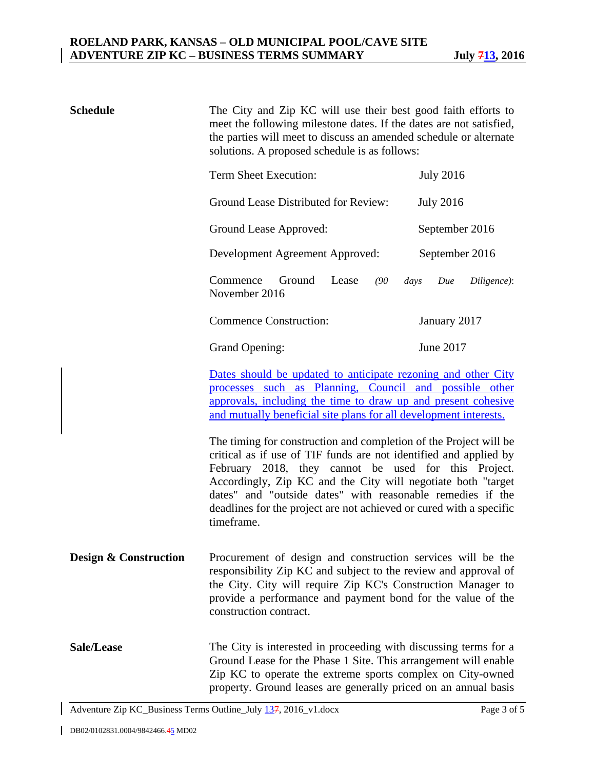**Schedule**

The City and Zip KC will use their best good faith efforts to meet the following milestone dates. If the dates are not satisfied, the parties will meet to discuss an amended schedule or alternate solutions. A proposed schedule is as follows:

| | |
|---|---|
| Term Sheet Execution: | July 2016 |
| Ground Lease Distributed for Review: | July 2016 |
| Ground Lease Approved: | September 2016 |
| Development Agreement Approved: | September 2016 |
| Commence Ground Lease *(90 days Due Diligence)*: | November 2016 |
| Commence Construction: | January 2017 |
| Grand Opening: | June 2017 |

Dates should be updated to anticipate rezoning and other City processes such as Planning, Council and possible other approvals, including the time to draw up and present cohesive and mutually beneficial site plans for all development interests.

The timing for construction and completion of the Project will be critical as if use of TIF funds are not identified and applied by February 2018, they cannot be used for this Project. Accordingly, Zip KC and the City will negotiate both "target dates" and "outside dates" with reasonable remedies if the deadlines for the project are not achieved or cured with a specific timeframe.

**Design & Construction**

Procurement of design and construction services will be the responsibility Zip KC and subject to the review and approval of the City. City will require Zip KC's Construction Manager to provide a performance and payment bond for the value of the construction contract.

**Sale/Lease**

The City is interested in proceeding with discussing terms for a Ground Lease for the Phase 1 Site. This arrangement will enable Zip KC to operate the extreme sports complex on City-owned property. Ground leases are generally priced on an annual basis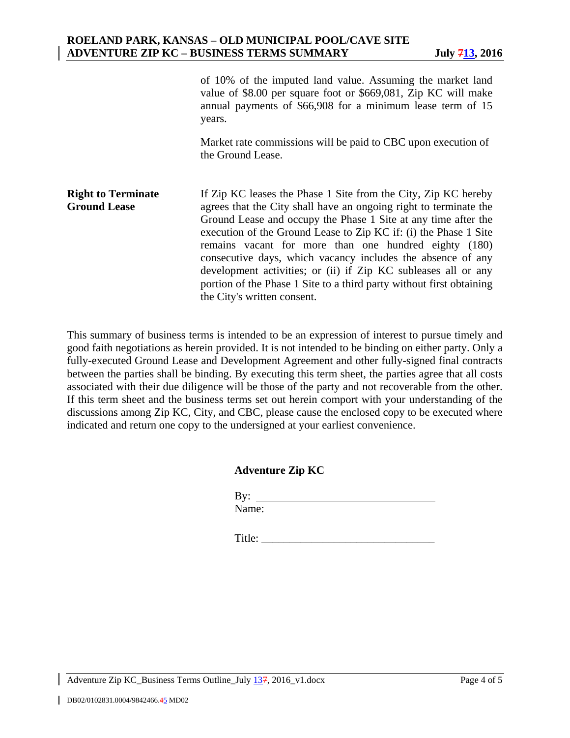of 10% of the imputed land value. Assuming the market land value of \$8.00 per square foot or \$669,081, Zip KC will make annual payments of \$66,908 for a minimum lease term of 15 years.

Market rate commissions will be paid to CBC upon execution of the Ground Lease.

**Right to Terminate Ground Lease**

If Zip KC leases the Phase 1 Site from the City, Zip KC hereby agrees that the City shall have an ongoing right to terminate the Ground Lease and occupy the Phase 1 Site at any time after the execution of the Ground Lease to Zip KC if: (i) the Phase 1 Site remains vacant for more than one hundred eighty (180) consecutive days, which vacancy includes the absence of any development activities; or (ii) if Zip KC subleases all or any portion of the Phase 1 Site to a third party without first obtaining the City's written consent.

This summary of business terms is intended to be an expression of interest to pursue timely and good faith negotiations as herein provided. It is not intended to be binding on either party. Only a fully-executed Ground Lease and Development Agreement and other fully-signed final contracts between the parties shall be binding. By executing this term sheet, the parties agree that all costs associated with their due diligence will be those of the party and not recoverable from the other. If this term sheet and the business terms set out herein comport with your understanding of the discussions among Zip KC, City, and CBC, please cause the enclosed copy to be executed where indicated and return one copy to the undersigned at your earliest convenience.

**Adventure Zip KC**

By: ______________________________
Name:

Title: ______________________________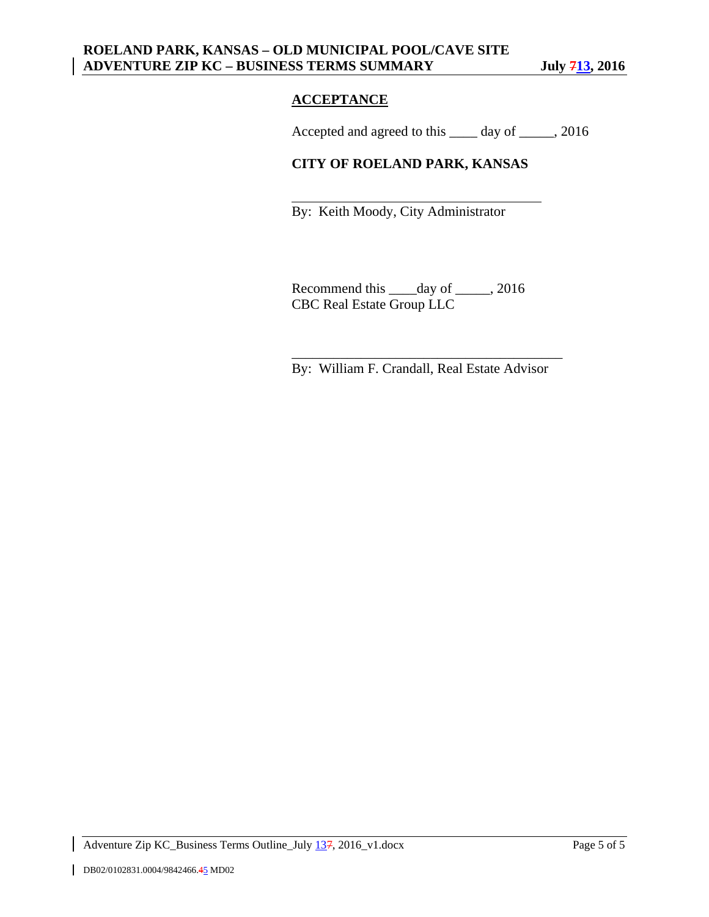## ACCEPTANCE

Accepted and agreed to this ____ day of _____, 2016

**CITY OF ROELAND PARK, KANSAS**

_________________________________

By: Keith Moody, City Administrator

Recommend this ____day of _____, 2016
CBC Real Estate Group LLC

_________________________________

By: William F. Crandall, Real Estate Advisor

DB02/0102831.0004/9842466.45 MD02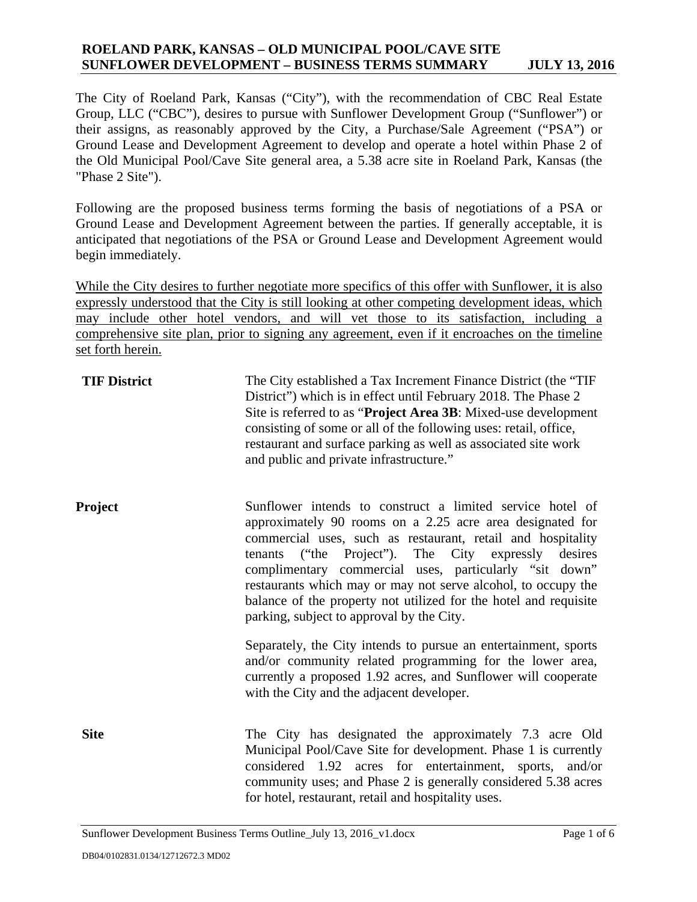# ROELAND PARK, KANSAS – OLD MUNICIPAL POOL/CAVE SITE
# SUNFLOWER DEVELOPMENT – BUSINESS TERMS SUMMARY JULY 13, 2016

The City of Roeland Park, Kansas ("City"), with the recommendation of CBC Real Estate Group, LLC ("CBC"), desires to pursue with Sunflower Development Group ("Sunflower") or their assigns, as reasonably approved by the City, a Purchase/Sale Agreement ("PSA") or Ground Lease and Development Agreement to develop and operate a hotel within Phase 2 of the Old Municipal Pool/Cave Site general area, a 5.38 acre site in Roeland Park, Kansas (the "Phase 2 Site").

Following are the proposed business terms forming the basis of negotiations of a PSA or Ground Lease and Development Agreement between the parties. If generally acceptable, it is anticipated that negotiations of the PSA or Ground Lease and Development Agreement would begin immediately.

<u>While the City desires to further negotiate more specifics of this offer with Sunflower, it is also expressly understood that the City is still looking at other competing development ideas, which may include other hotel vendors, and will vet those to its satisfaction, including a comprehensive site plan, prior to signing any agreement, even if it encroaches on the timeline set forth herein.</u>

**TIF District**

The City established a Tax Increment Finance District (the "TIF District") which is in effect until February 2018. The Phase 2 Site is referred to as "**Project Area 3B**: Mixed-use development consisting of some or all of the following uses: retail, office, restaurant and surface parking as well as associated site work and public and private infrastructure."

**Project**

Sunflower intends to construct a limited service hotel of approximately 90 rooms on a 2.25 acre area designated for commercial uses, such as restaurant, retail and hospitality tenants ("the Project"). The City expressly desires complimentary commercial uses, particularly "sit down" restaurants which may or may not serve alcohol, to occupy the balance of the property not utilized for the hotel and requisite parking, subject to approval by the City.

Separately, the City intends to pursue an entertainment, sports and/or community related programming for the lower area, currently a proposed 1.92 acres, and Sunflower will cooperate with the City and the adjacent developer.

**Site**

The City has designated the approximately 7.3 acre Old Municipal Pool/Cave Site for development. Phase 1 is currently considered 1.92 acres for entertainment, sports, and/or community uses; and Phase 2 is generally considered 5.38 acres for hotel, restaurant, retail and hospitality uses.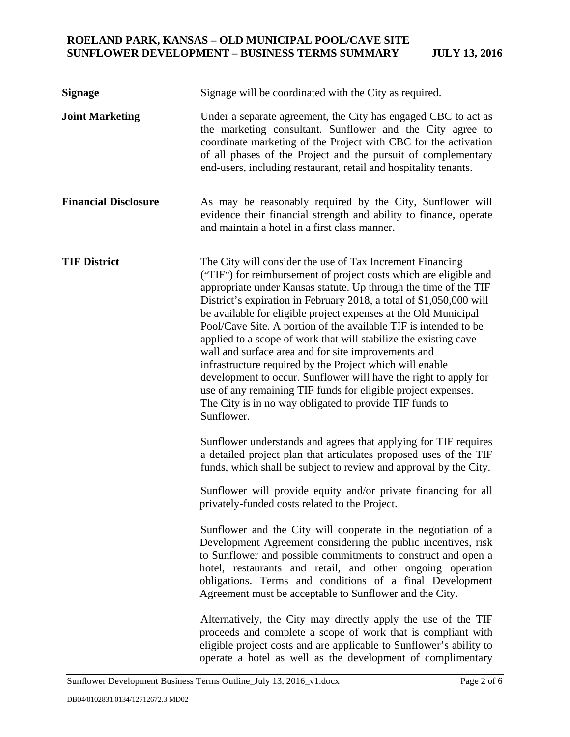**Signage** Signage will be coordinated with the City as required.

**Joint Marketing** Under a separate agreement, the City has engaged CBC to act as the marketing consultant. Sunflower and the City agree to coordinate marketing of the Project with CBC for the activation of all phases of the Project and the pursuit of complementary end-users, including restaurant, retail and hospitality tenants.

**Financial Disclosure** As may be reasonably required by the City, Sunflower will evidence their financial strength and ability to finance, operate and maintain a hotel in a first class manner.

**TIF District** The City will consider the use of Tax Increment Financing ("TIF") for reimbursement of project costs which are eligible and appropriate under Kansas statute. Up through the time of the TIF District's expiration in February 2018, a total of $1,050,000 will be available for eligible project expenses at the Old Municipal Pool/Cave Site. A portion of the available TIF is intended to be applied to a scope of work that will stabilize the existing cave wall and surface area and for site improvements and infrastructure required by the Project which will enable development to occur. Sunflower will have the right to apply for use of any remaining TIF funds for eligible project expenses. The City is in no way obligated to provide TIF funds to Sunflower.

Sunflower understands and agrees that applying for TIF requires a detailed project plan that articulates proposed uses of the TIF funds, which shall be subject to review and approval by the City.

Sunflower will provide equity and/or private financing for all privately-funded costs related to the Project.

Sunflower and the City will cooperate in the negotiation of a Development Agreement considering the public incentives, risk to Sunflower and possible commitments to construct and open a hotel, restaurants and retail, and other ongoing operation obligations. Terms and conditions of a final Development Agreement must be acceptable to Sunflower and the City.

Alternatively, the City may directly apply the use of the TIF proceeds and complete a scope of work that is compliant with eligible project costs and are applicable to Sunflower's ability to operate a hotel as well as the development of complimentary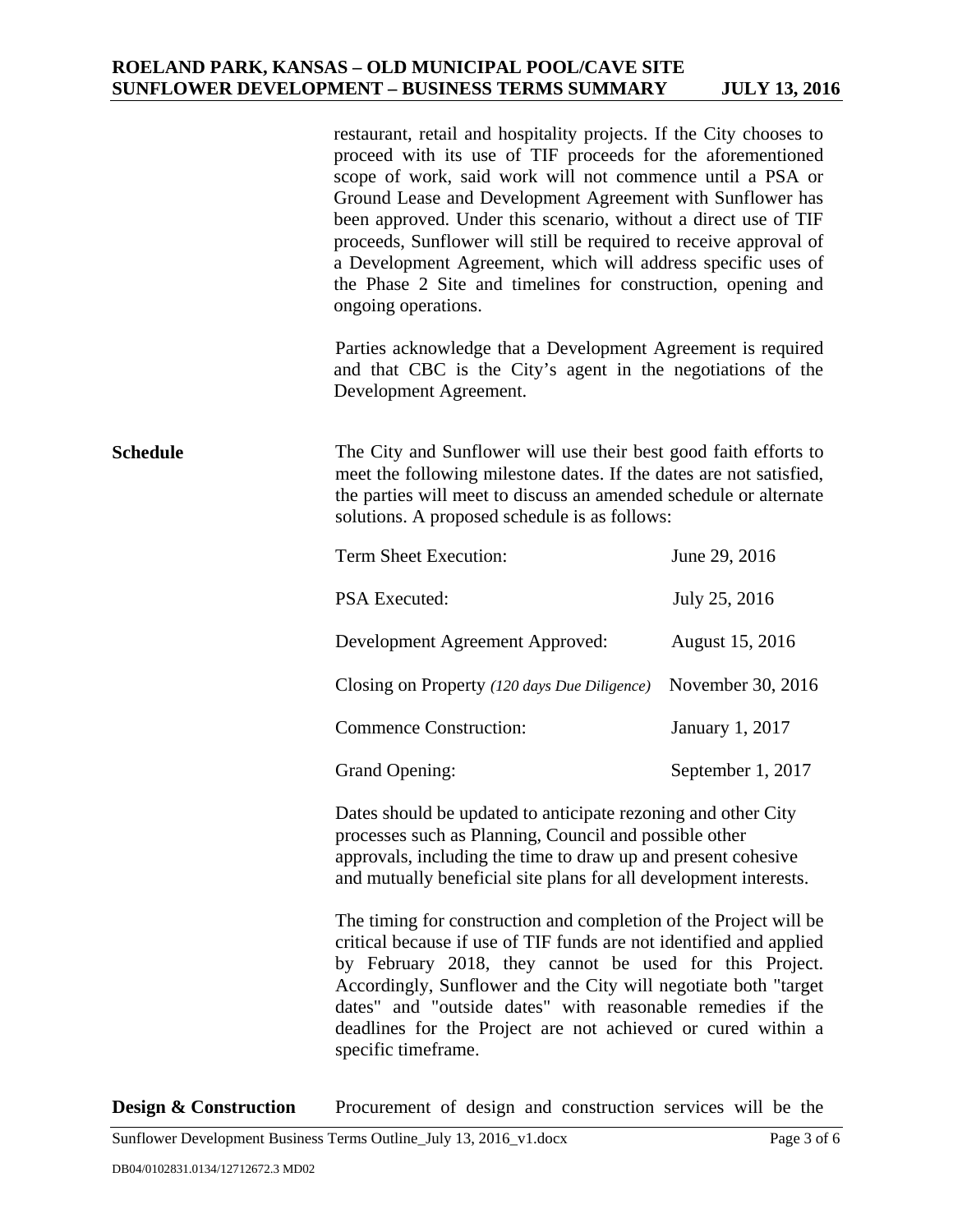restaurant, retail and hospitality projects. If the City chooses to proceed with its use of TIF proceeds for the aforementioned scope of work, said work will not commence until a PSA or Ground Lease and Development Agreement with Sunflower has been approved. Under this scenario, without a direct use of TIF proceeds, Sunflower will still be required to receive approval of a Development Agreement, which will address specific uses of the Phase 2 Site and timelines for construction, opening and ongoing operations.

Parties acknowledge that a Development Agreement is required and that CBC is the City's agent in the negotiations of the Development Agreement.

**Schedule**

The City and Sunflower will use their best good faith efforts to meet the following milestone dates. If the dates are not satisfied, the parties will meet to discuss an amended schedule or alternate solutions. A proposed schedule is as follows:

| Milestone | Date |
|---|---|
| Term Sheet Execution: | June 29, 2016 |
| PSA Executed: | July 25, 2016 |
| Development Agreement Approved: | August 15, 2016 |
| Closing on Property *(120 days Due Diligence)* | November 30, 2016 |
| Commence Construction: | January 1, 2017 |
| Grand Opening: | September 1, 2017 |

Dates should be updated to anticipate rezoning and other City processes such as Planning, Council and possible other approvals, including the time to draw up and present cohesive and mutually beneficial site plans for all development interests.

The timing for construction and completion of the Project will be critical because if use of TIF funds are not identified and applied by February 2018, they cannot be used for this Project. Accordingly, Sunflower and the City will negotiate both "target dates" and "outside dates" with reasonable remedies if the deadlines for the Project are not achieved or cured within a specific timeframe.

**Design & Construction**

Procurement of design and construction services will be the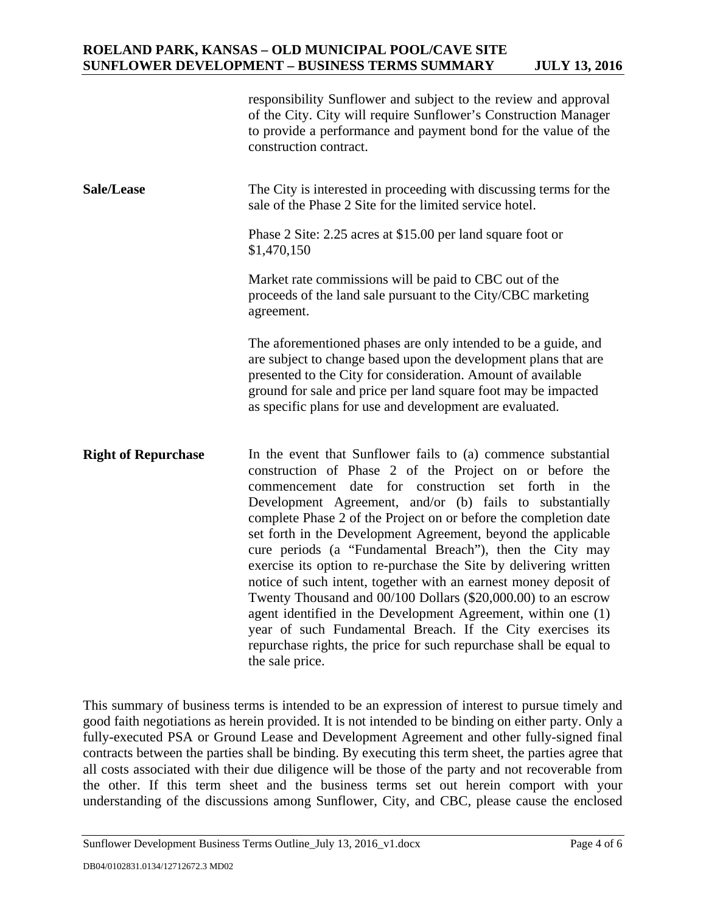responsibility Sunflower and subject to the review and approval of the City. City will require Sunflower's Construction Manager to provide a performance and payment bond for the value of the construction contract.

**Sale/Lease**

The City is interested in proceeding with discussing terms for the sale of the Phase 2 Site for the limited service hotel.

Phase 2 Site: 2.25 acres at $15.00 per land square foot or $1,470,150

Market rate commissions will be paid to CBC out of the proceeds of the land sale pursuant to the City/CBC marketing agreement.

The aforementioned phases are only intended to be a guide, and are subject to change based upon the development plans that are presented to the City for consideration. Amount of available ground for sale and price per land square foot may be impacted as specific plans for use and development are evaluated.

**Right of Repurchase**

In the event that Sunflower fails to (a) commence substantial construction of Phase 2 of the Project on or before the commencement date for construction set forth in the Development Agreement, and/or (b) fails to substantially complete Phase 2 of the Project on or before the completion date set forth in the Development Agreement, beyond the applicable cure periods (a "Fundamental Breach"), then the City may exercise its option to re-purchase the Site by delivering written notice of such intent, together with an earnest money deposit of Twenty Thousand and 00/100 Dollars ($20,000.00) to an escrow agent identified in the Development Agreement, within one (1) year of such Fundamental Breach. If the City exercises its repurchase rights, the price for such repurchase shall be equal to the sale price.

This summary of business terms is intended to be an expression of interest to pursue timely and good faith negotiations as herein provided. It is not intended to be binding on either party. Only a fully-executed PSA or Ground Lease and Development Agreement and other fully-signed final contracts between the parties shall be binding. By executing this term sheet, the parties agree that all costs associated with their due diligence will be those of the party and not recoverable from the other. If this term sheet and the business terms set out herein comport with your understanding of the discussions among Sunflower, City, and CBC, please cause the enclosed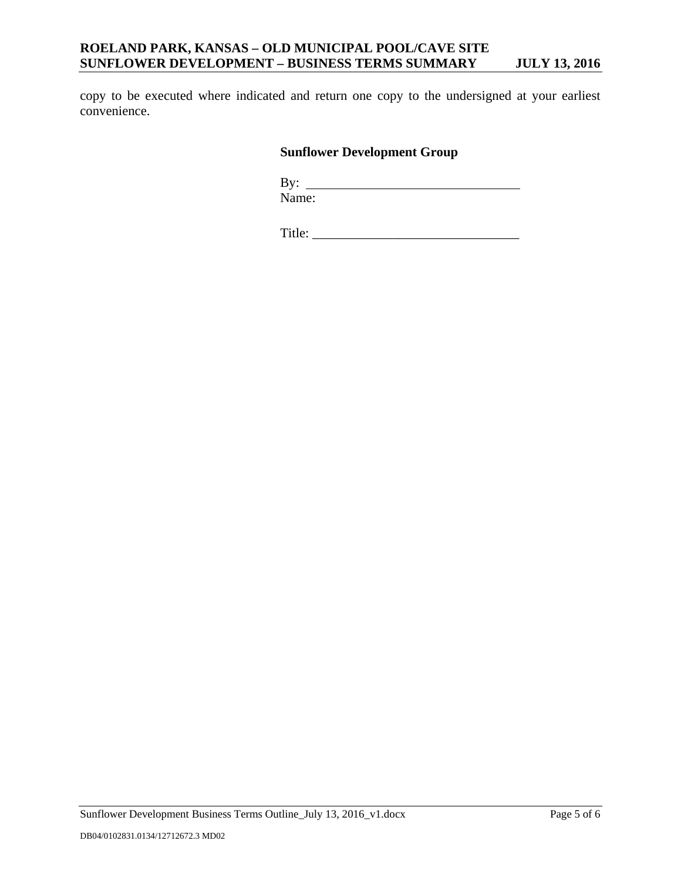copy to be executed where indicated and return one copy to the undersigned at your earliest convenience.

**Sunflower Development Group**

By: ________________________________
Name:

Title: _______________________________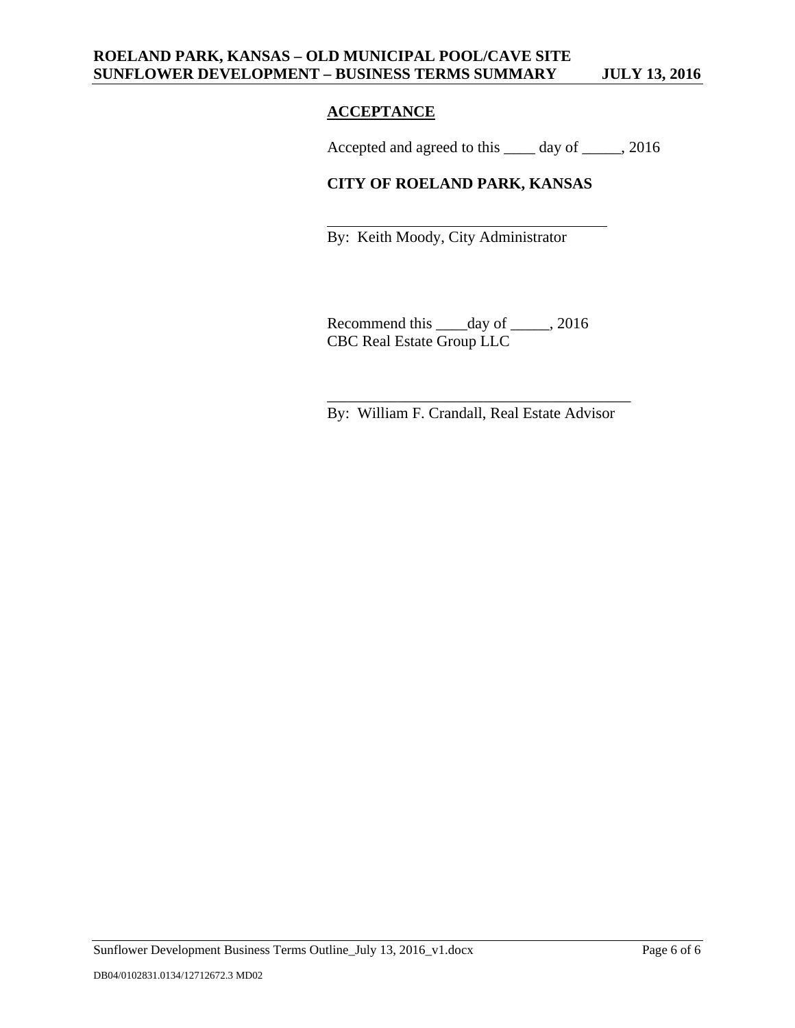## ACCEPTANCE

Accepted and agreed to this ____ day of _____, 2016

**CITY OF ROELAND PARK, KANSAS**

______________________________
By: Keith Moody, City Administrator

Recommend this ____day of _____, 2016
CBC Real Estate Group LLC

______________________________
By: William F. Crandall, Real Estate Advisor

DB04/0102831.0134/12712672.3 MD02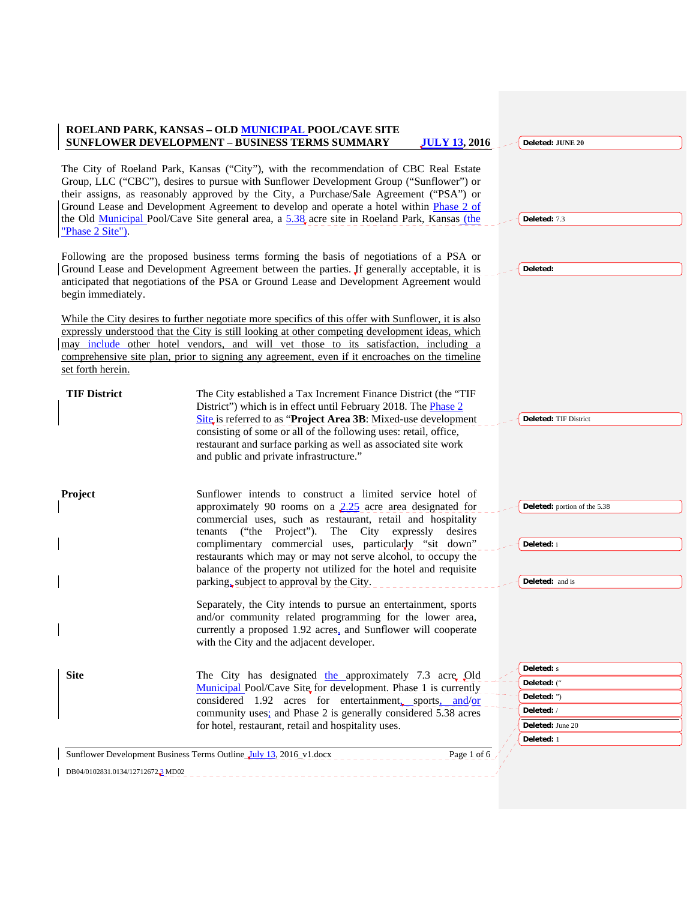**ROELAND PARK, KANSAS – OLD MUNICIPAL POOL/CAVE SITE**
**SUNFLOWER DEVELOPMENT – BUSINESS TERMS SUMMARY JULY 13, 2016**

The City of Roeland Park, Kansas ("City"), with the recommendation of CBC Real Estate Group, LLC ("CBC"), desires to pursue with Sunflower Development Group ("Sunflower") or their assigns, as reasonably approved by the City, a Purchase/Sale Agreement ("PSA") or Ground Lease and Development Agreement to develop and operate a hotel within Phase 2 of the Old Municipal Pool/Cave Site general area, a 5.38 acre site in Roeland Park, Kansas (the "Phase 2 Site").

Following are the proposed business terms forming the basis of negotiations of a PSA or Ground Lease and Development Agreement between the parties. If generally acceptable, it is anticipated that negotiations of the PSA or Ground Lease and Development Agreement would begin immediately.

While the City desires to further negotiate more specifics of this offer with Sunflower, it is also expressly understood that the City is still looking at other competing development ideas, which may include other hotel vendors, and will vet those to its satisfaction, including a comprehensive site plan, prior to signing any agreement, even if it encroaches on the timeline set forth herein.

| | |
|---|---|
| **TIF District** | The City established a Tax Increment Finance District (the "TIF District") which is in effect until February 2018. The Phase 2 Site is referred to as "**Project Area 3B**: Mixed-use development consisting of some or all of the following uses: retail, office, restaurant and surface parking as well as associated site work and public and private infrastructure." |
| **Project** | Sunflower intends to construct a limited service hotel of approximately 90 rooms on a 2.25 acre area designated for commercial uses, such as restaurant, retail and hospitality tenants ("the Project"). The City expressly desires complimentary commercial uses, particularly "sit down" restaurants which may or may not serve alcohol, to occupy the balance of the property not utilized for the hotel and requisite parking, subject to approval by the City.<br><br>Separately, the City intends to pursue an entertainment, sports and/or community related programming for the lower area, currently a proposed 1.92 acres, and Sunflower will cooperate with the City and the adjacent developer. |
| **Site** | The City has designated the approximately 7.3 acre Old Municipal Pool/Cave Site for development. Phase 1 is currently considered 1.92 acres for entertainment, sports, and/or community uses; and Phase 2 is generally considered 5.38 acres for hotel, restaurant, retail and hospitality uses. |

Deleted: JUNE 20
Deleted: 7.3
Deleted:
Deleted: TIF District
Deleted: portion of the 5.38
Deleted: i
Deleted: and is
Deleted: s
Deleted: ("
Deleted: ")
Deleted: /
Deleted: June 20
Deleted: 1

Sunflower Development Business Terms Outline July 13, 2016_v1.docx

DB04/0102831.0134/12712672.3 MD02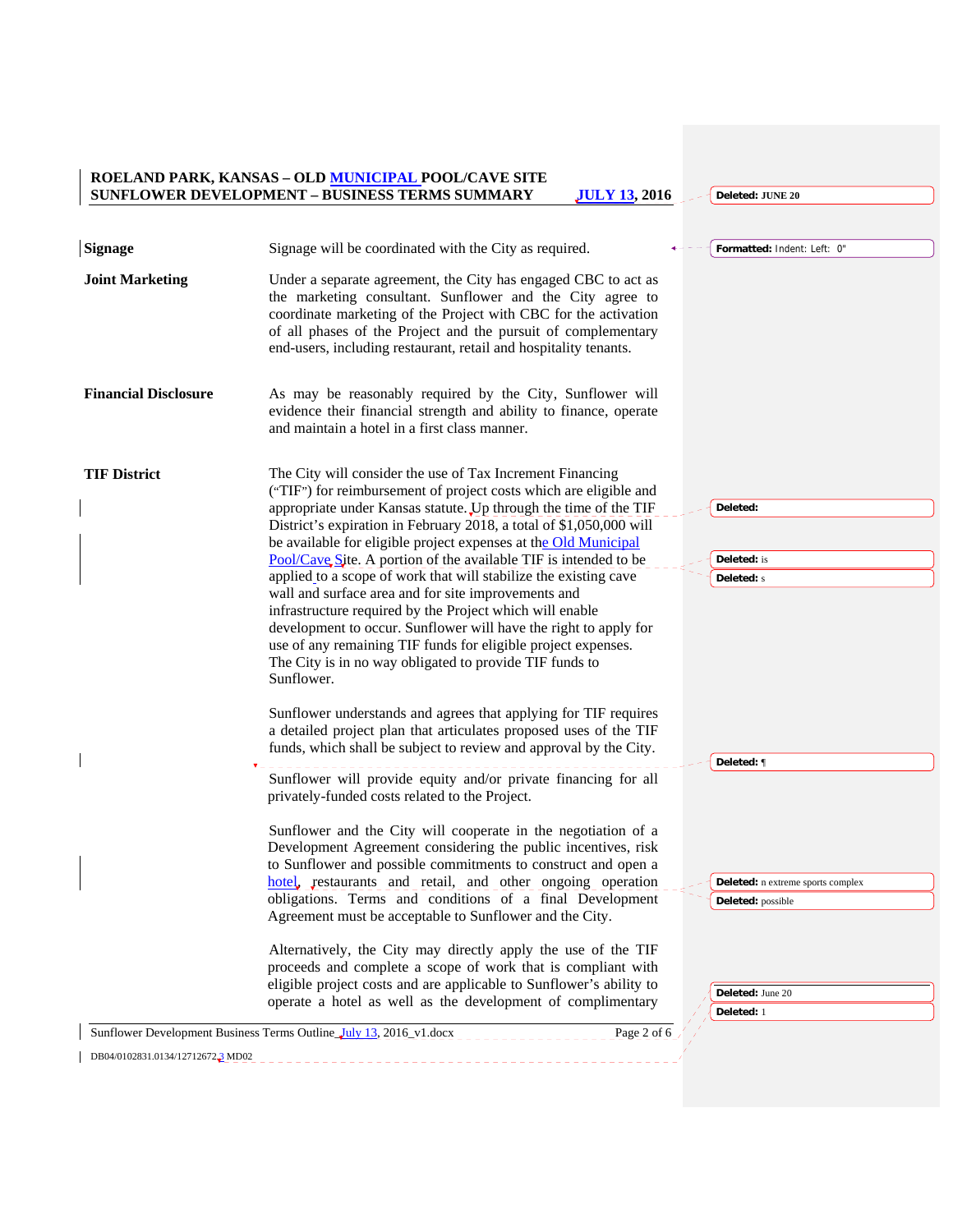# ROELAND PARK, KANSAS – OLD MUNICIPAL POOL/CAVE SITE

## SUNFLOWER DEVELOPMENT – BUSINESS TERMS SUMMARY JULY 13, 2016

| | |
|---|---|
| **Signage** | Signage will be coordinated with the City as required. |
| **Joint Marketing** | Under a separate agreement, the City has engaged CBC to act as the marketing consultant. Sunflower and the City agree to coordinate marketing of the Project with CBC for the activation of all phases of the Project and the pursuit of complementary end-users, including restaurant, retail and hospitality tenants. |
| **Financial Disclosure** | As may be reasonably required by the City, Sunflower will evidence their financial strength and ability to finance, operate and maintain a hotel in a first class manner. |
| **TIF District** | The City will consider the use of Tax Increment Financing ("TIF") for reimbursement of project costs which are eligible and appropriate under Kansas statute. Up through the time of the TIF District's expiration in February 2018, a total of $1,050,000 will be available for eligible project expenses at the Old Municipal Pool/Cave Site. A portion of the available TIF is intended to be applied to a scope of work that will stabilize the existing cave wall and surface area and for site improvements and infrastructure required by the Project which will enable development to occur. Sunflower will have the right to apply for use of any remaining TIF funds for eligible project expenses. The City is in no way obligated to provide TIF funds to Sunflower. |

Sunflower understands and agrees that applying for TIF requires a detailed project plan that articulates proposed uses of the TIF funds, which shall be subject to review and approval by the City.

Sunflower will provide equity and/or private financing for all privately-funded costs related to the Project.

Sunflower and the City will cooperate in the negotiation of a Development Agreement considering the public incentives, risk to Sunflower and possible commitments to construct and open a hotel, restaurants and retail, and other ongoing operation obligations. Terms and conditions of a final Development Agreement must be acceptable to Sunflower and the City.

Alternatively, the City may directly apply the use of the TIF proceeds and complete a scope of work that is compliant with eligible project costs and are applicable to Sunflower's ability to operate a hotel as well as the development of complimentary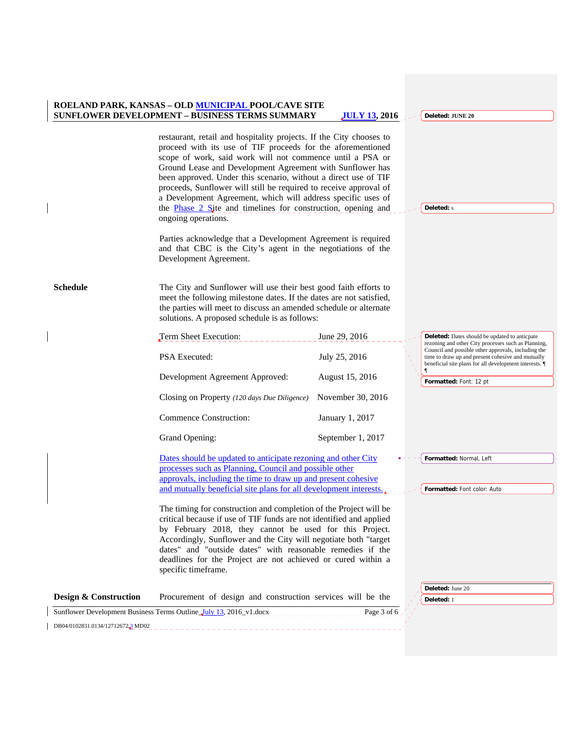restaurant, retail and hospitality projects. If the City chooses to proceed with its use of TIF proceeds for the aforementioned scope of work, said work will not commence until a PSA or Ground Lease and Development Agreement with Sunflower has been approved. Under this scenario, without a direct use of TIF proceeds, Sunflower will still be required to receive approval of a Development Agreement, which will address specific uses of the Phase 2 Site and timelines for construction, opening and ongoing operations.

Parties acknowledge that a Development Agreement is required and that CBC is the City's agent in the negotiations of the Development Agreement.

**Schedule**

The City and Sunflower will use their best good faith efforts to meet the following milestone dates. If the dates are not satisfied, the parties will meet to discuss an amended schedule or alternate solutions. A proposed schedule is as follows:

| Milestone | Date |
|---|---|
| Term Sheet Execution: | June 29, 2016 |
| PSA Executed: | July 25, 2016 |
| Development Agreement Approved: | August 15, 2016 |
| Closing on Property *(120 days Due Diligence)* | November 30, 2016 |
| Commence Construction: | January 1, 2017 |
| Grand Opening: | September 1, 2017 |

Dates should be updated to anticipate rezoning and other City processes such as Planning, Council and possible other approvals, including the time to draw up and present cohesive and mutually beneficial site plans for all development interests.

The timing for construction and completion of the Project will be critical because if use of TIF funds are not identified and applied by February 2018, they cannot be used for this Project. Accordingly, Sunflower and the City will negotiate both "target dates" and "outside dates" with reasonable remedies if the deadlines for the Project are not achieved or cured within a specific timeframe.

**Design & Construction**

Procurement of design and construction services will be the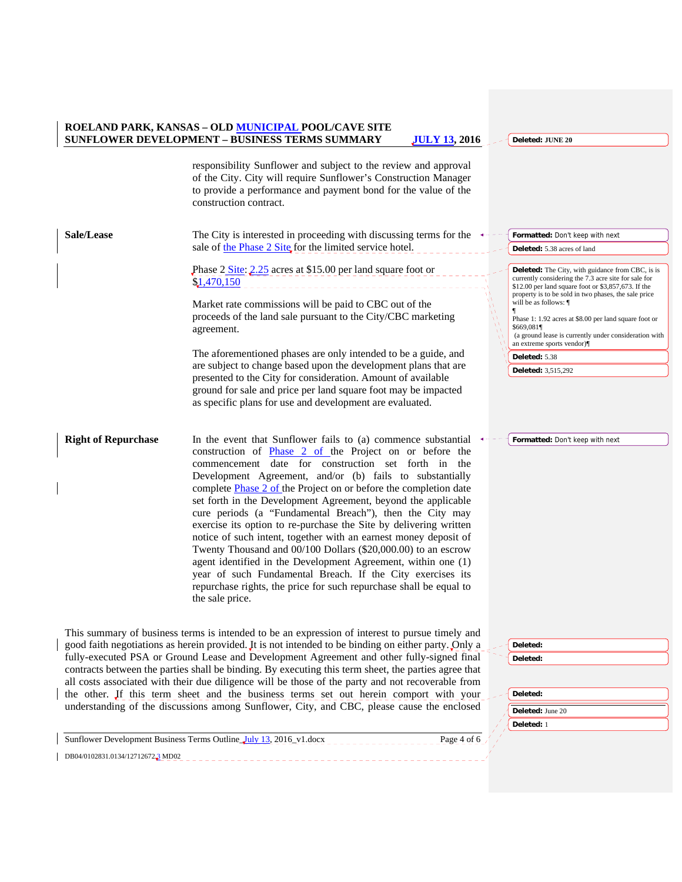responsibility Sunflower and subject to the review and approval of the City. City will require Sunflower's Construction Manager to provide a performance and payment bond for the value of the construction contract.

**Sale/Lease**

The City is interested in proceeding with discussing terms for the sale of the Phase 2 Site for the limited service hotel.

Phase 2 Site: 2.25 acres at $15.00 per land square foot or $1,470,150

Market rate commissions will be paid to CBC out of the proceeds of the land sale pursuant to the City/CBC marketing agreement.

The aforementioned phases are only intended to be a guide, and are subject to change based upon the development plans that are presented to the City for consideration. Amount of available ground for sale and price per land square foot may be impacted as specific plans for use and development are evaluated.

**Right of Repurchase**

In the event that Sunflower fails to (a) commence substantial construction of Phase 2 of the Project on or before the commencement date for construction set forth in the Development Agreement, and/or (b) fails to substantially complete Phase 2 of the Project on or before the completion date set forth in the Development Agreement, beyond the applicable cure periods (a "Fundamental Breach"), then the City may exercise its option to re-purchase the Site by delivering written notice of such intent, together with an earnest money deposit of Twenty Thousand and 00/100 Dollars ($20,000.00) to an escrow agent identified in the Development Agreement, within one (1) year of such Fundamental Breach. If the City exercises its repurchase rights, the price for such repurchase shall be equal to the sale price.

This summary of business terms is intended to be an expression of interest to pursue timely and good faith negotiations as herein provided. It is not intended to be binding on either party. Only a fully-executed PSA or Ground Lease and Development Agreement and other fully-signed final contracts between the parties shall be binding. By executing this term sheet, the parties agree that all costs associated with their due diligence will be those of the party and not recoverable from the other. If this term sheet and the business terms set out herein comport with your understanding of the discussions among Sunflower, City, and CBC, please cause the enclosed

---

Deleted: JUNE 20

Formatted: Don't keep with next

Deleted: 5.38 acres of land

Deleted: The City, with guidance from CBC, is is currently considering the 7.3 acre site for sale for $12.00 per land square foot or $3,857,673. If the property is to be sold in two phases, the sale price will be as follows:

Phase 1: 1.92 acres at $8.00 per land square foot or $669,081
(a ground lease is currently under consideration with an extreme sports vendor)

Deleted: 5.38

Deleted: 3,515,292

Formatted: Don't keep with next

Deleted:

Deleted:

Deleted:

Deleted: June 20

Deleted: 1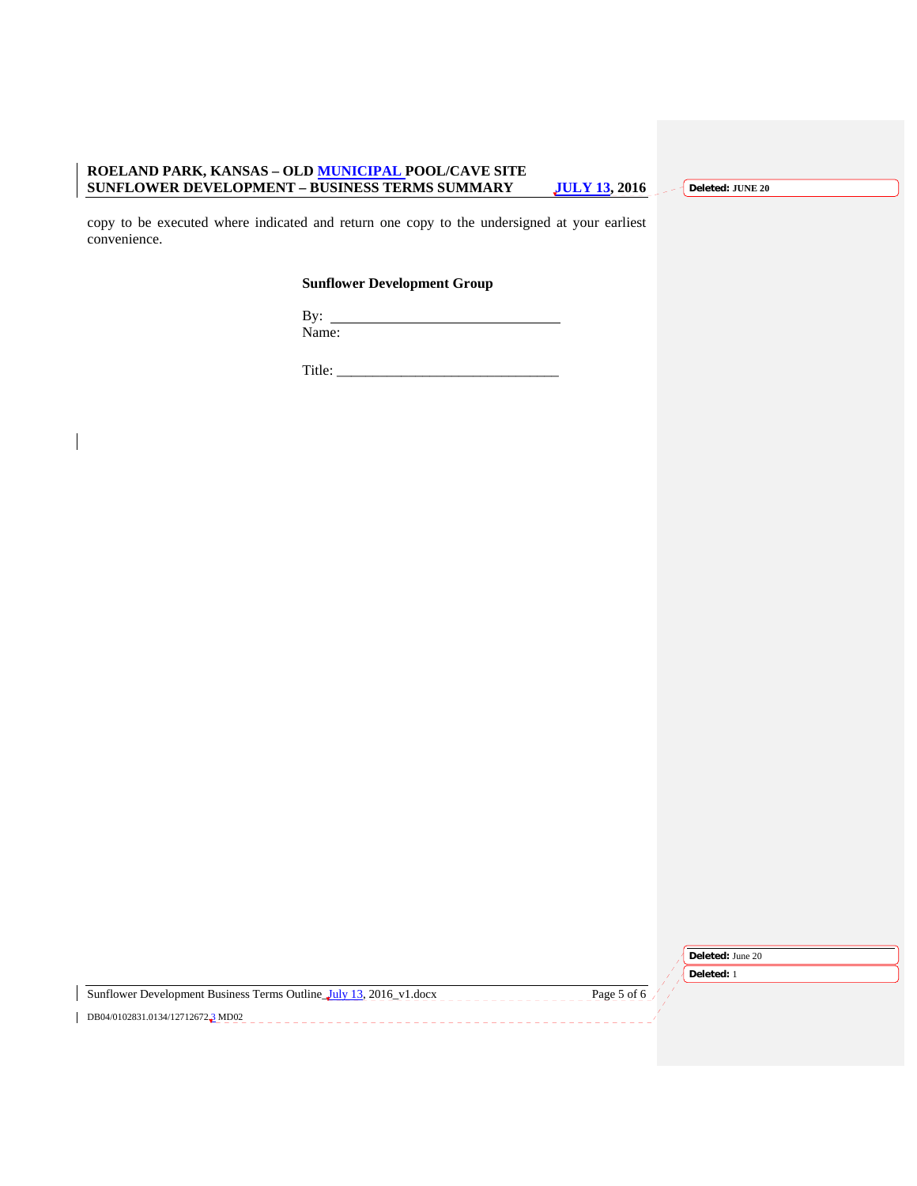copy to be executed where indicated and return one copy to the undersigned at your earliest convenience.

**Sunflower Development Group**

By: ________________________________
Name:

Title: ______________________________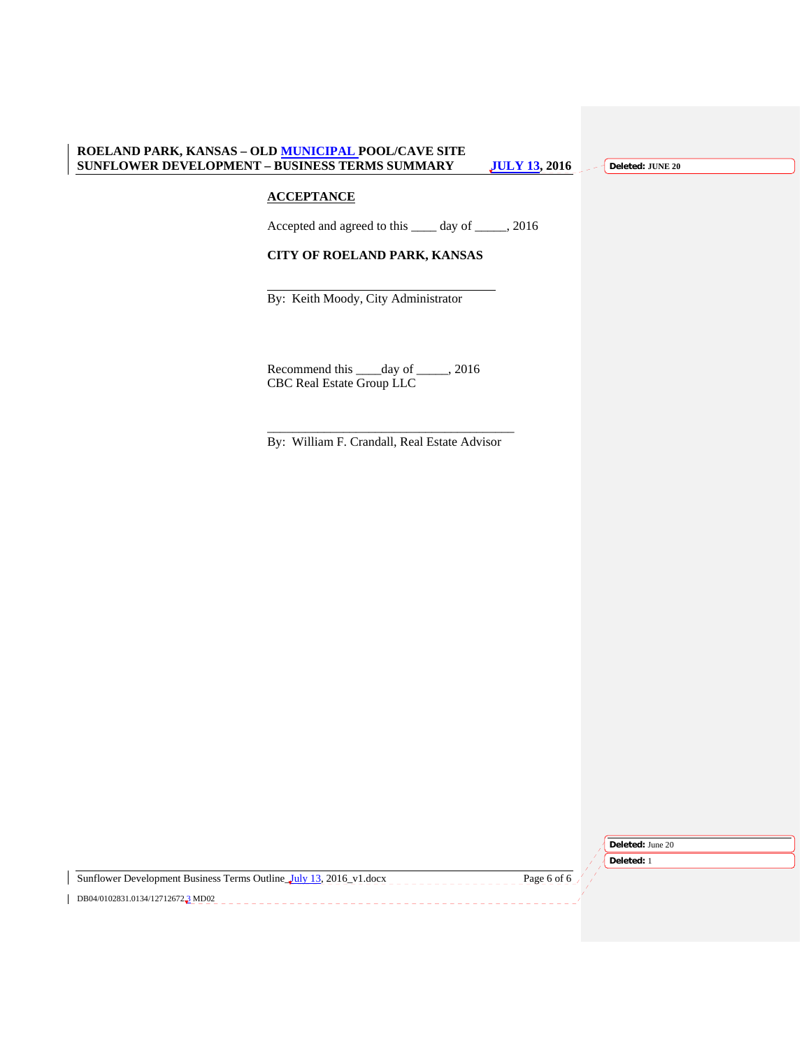## ACCEPTANCE

Accepted and agreed to this ____ day of _____, 2016

**CITY OF ROELAND PARK, KANSAS**

_________________________________

By: Keith Moody, City Administrator

Recommend this ____day of _____, 2016
CBC Real Estate Group LLC

_______________________________________

By: William F. Crandall, Real Estate Advisor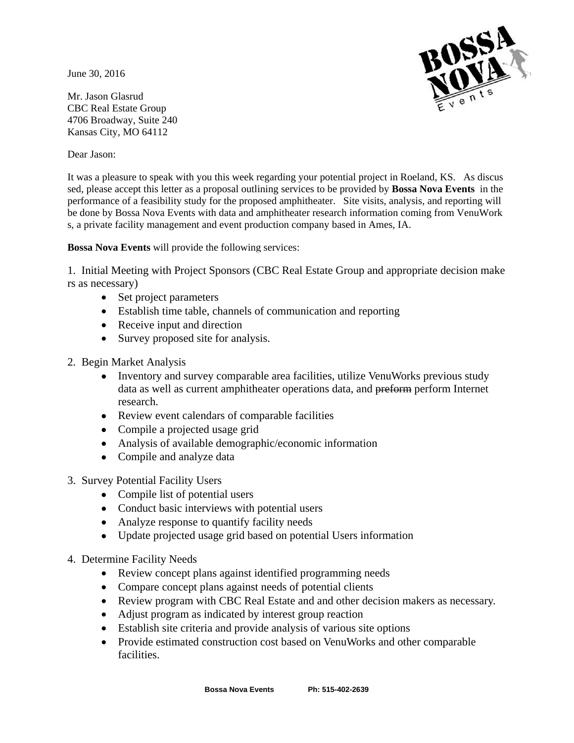June 30, 2016

Mr. Jason Glasrud
CBC Real Estate Group
4706 Broadway, Suite 240
Kansas City, MO 64112

Dear Jason:

It was a pleasure to speak with you this week regarding your potential project in Roeland, KS. As discussed, please accept this letter as a proposal outlining services to be provided by **Bossa Nova Events** in the performance of a feasibility study for the proposed amphitheater. Site visits, analysis, and reporting will be done by Bossa Nova Events with data and amphitheater research information coming from VenuWorks, a private facility management and event production company based in Ames, IA.

**Bossa Nova Events** will provide the following services:

1. Initial Meeting with Project Sponsors (CBC Real Estate Group and appropriate decision makers as necessary)
   - Set project parameters
   - Establish time table, channels of communication and reporting
   - Receive input and direction
   - Survey proposed site for analysis.

2. Begin Market Analysis
   - Inventory and survey comparable area facilities, utilize VenuWorks previous study data as well as current amphitheater operations data, and ~~preform~~ perform Internet research.
   - Review event calendars of comparable facilities
   - Compile a projected usage grid
   - Analysis of available demographic/economic information
   - Compile and analyze data

3. Survey Potential Facility Users
   - Compile list of potential users
   - Conduct basic interviews with potential users
   - Analyze response to quantify facility needs
   - Update projected usage grid based on potential Users information

4. Determine Facility Needs
   - Review concept plans against identified programming needs
   - Compare concept plans against needs of potential clients
   - Review program with CBC Real Estate and and other decision makers as necessary.
   - Adjust program as indicated by interest group reaction
   - Establish site criteria and provide analysis of various site options
   - Provide estimated construction cost based on VenuWorks and other comparable facilities.

**Bossa Nova Events** Ph: 515-402-2639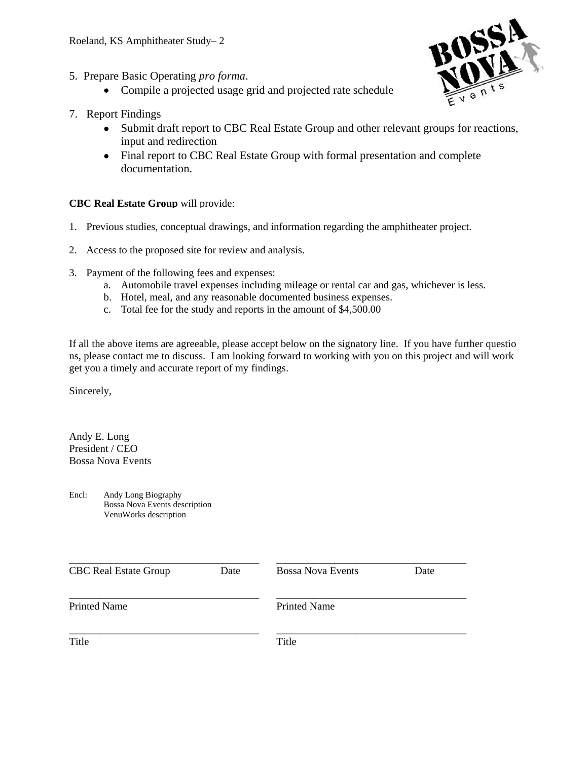5. Prepare Basic Operating *pro forma*.
   - Compile a projected usage grid and projected rate schedule

7. Report Findings
   - Submit draft report to CBC Real Estate Group and other relevant groups for reactions, input and redirection
   - Final report to CBC Real Estate Group with formal presentation and complete documentation.

**CBC Real Estate Group** will provide:

1. Previous studies, conceptual drawings, and information regarding the amphitheater project.

2. Access to the proposed site for review and analysis.

3. Payment of the following fees and expenses:
   a. Automobile travel expenses including mileage or rental car and gas, whichever is less.
   b. Hotel, meal, and any reasonable documented business expenses.
   c. Total fee for the study and reports in the amount of $4,500.00

If all the above items are agreeable, please accept below on the signatory line. If you have further questions, please contact me to discuss. I am looking forward to working with you on this project and will work get you a timely and accurate report of my findings.

Sincerely,

Andy E. Long
President / CEO
Bossa Nova Events

Encl: Andy Long Biography
Bossa Nova Events description
VenuWorks description

| ___________________________ | ___________________________ |
|---|---|
| CBC Real Estate Group Date | Bossa Nova Events Date |
| ___________________________ | ___________________________ |
| Printed Name | Printed Name |
| ___________________________ | ___________________________ |
| Title | Title |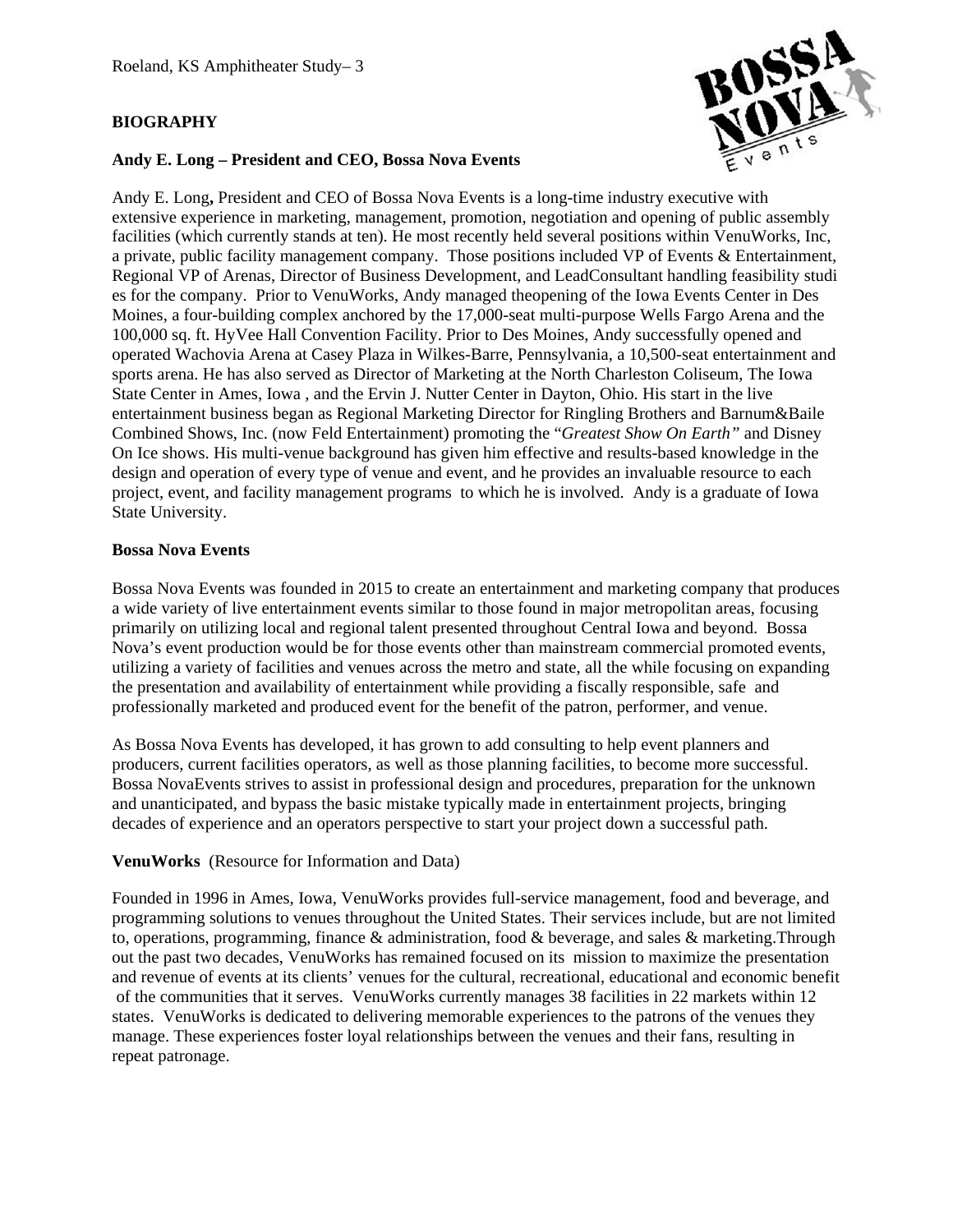# BIOGRAPHY

### Andy E. Long – President and CEO, Bossa Nova Events

Andy E. Long**,** President and CEO of Bossa Nova Events is a long-time industry executive with extensive experience in marketing, management, promotion, negotiation and opening of public assembly facilities (which currently stands at ten). He most recently held several positions within VenuWorks, Inc, a private, public facility management company. Those positions included VP of Events & Entertainment, Regional VP of Arenas, Director of Business Development, and LeadConsultant handling feasibility studies for the company. Prior to VenuWorks, Andy managed theopening of the Iowa Events Center in Des Moines, a four-building complex anchored by the 17,000-seat multi-purpose Wells Fargo Arena and the 100,000 sq. ft. HyVee Hall Convention Facility. Prior to Des Moines, Andy successfully opened and operated Wachovia Arena at Casey Plaza in Wilkes-Barre, Pennsylvania, a 10,500-seat entertainment and sports arena. He has also served as Director of Marketing at the North Charleston Coliseum, The Iowa State Center in Ames, Iowa , and the Ervin J. Nutter Center in Dayton, Ohio. His start in the live entertainment business began as Regional Marketing Director for Ringling Brothers and Barnum&Baile Combined Shows, Inc. (now Feld Entertainment) promoting the "*Greatest Show On Earth"* and Disney On Ice shows. His multi-venue background has given him effective and results-based knowledge in the design and operation of every type of venue and event, and he provides an invaluable resource to each project, event, and facility management programs to which he is involved. Andy is a graduate of Iowa State University.

### Bossa Nova Events

Bossa Nova Events was founded in 2015 to create an entertainment and marketing company that produces a wide variety of live entertainment events similar to those found in major metropolitan areas, focusing primarily on utilizing local and regional talent presented throughout Central Iowa and beyond. Bossa Nova's event production would be for those events other than mainstream commercial promoted events, utilizing a variety of facilities and venues across the metro and state, all the while focusing on expanding the presentation and availability of entertainment while providing a fiscally responsible, safe and professionally marketed and produced event for the benefit of the patron, performer, and venue.

As Bossa Nova Events has developed, it has grown to add consulting to help event planners and producers, current facilities operators, as well as those planning facilities, to become more successful. Bossa NovaEvents strives to assist in professional design and procedures, preparation for the unknown and unanticipated, and bypass the basic mistake typically made in entertainment projects, bringing decades of experience and an operators perspective to start your project down a successful path.

### VenuWorks (Resource for Information and Data)

Founded in 1996 in Ames, Iowa, VenuWorks provides full-service management, food and beverage, and programming solutions to venues throughout the United States. Their services include, but are not limited to, operations, programming, finance & administration, food & beverage, and sales & marketing.Throughout the past two decades, VenuWorks has remained focused on its mission to maximize the presentation and revenue of events at its clients' venues for the cultural, recreational, educational and economic benefit of the communities that it serves. VenuWorks currently manages 38 facilities in 22 markets within 12 states. VenuWorks is dedicated to delivering memorable experiences to the patrons of the venues they manage. These experiences foster loyal relationships between the venues and their fans, resulting in repeat patronage.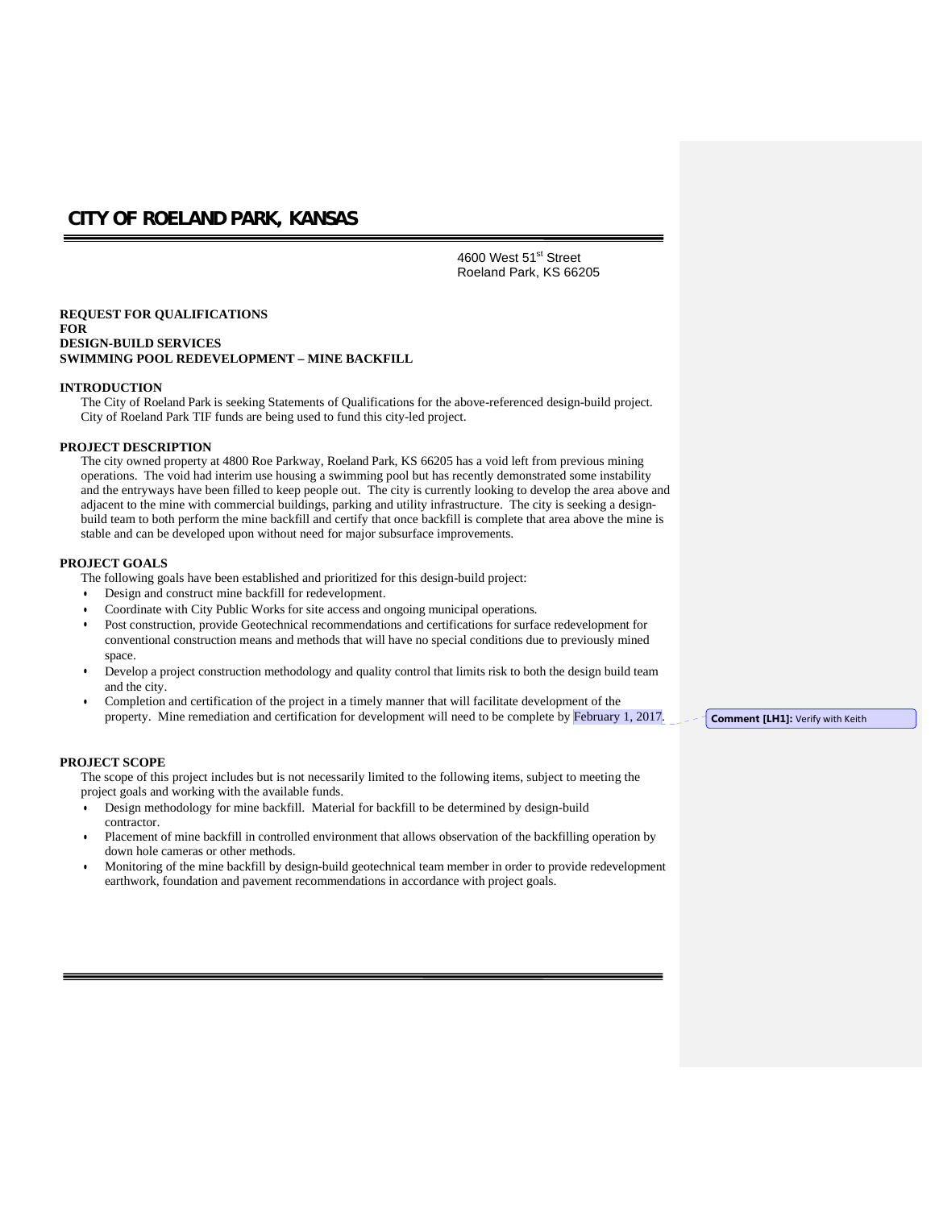# CITY OF ROELAND PARK, KANSAS

4600 West 51st Street
Roeland Park, KS 66205

**REQUEST FOR QUALIFICATIONS**
**FOR**
**DESIGN-BUILD SERVICES**
**SWIMMING POOL REDEVELOPMENT – MINE BACKFILL**

## INTRODUCTION

The City of Roeland Park is seeking Statements of Qualifications for the above-referenced design-build project. City of Roeland Park TIF funds are being used to fund this city-led project.

## PROJECT DESCRIPTION

The city owned property at 4800 Roe Parkway, Roeland Park, KS 66205 has a void left from previous mining operations. The void had interim use housing a swimming pool but has recently demonstrated some instability and the entryways have been filled to keep people out. The city is currently looking to develop the area above and adjacent to the mine with commercial buildings, parking and utility infrastructure. The city is seeking a design-build team to both perform the mine backfill and certify that once backfill is complete that area above the mine is stable and can be developed upon without need for major subsurface improvements.

## PROJECT GOALS

The following goals have been established and prioritized for this design-build project:

- Design and construct mine backfill for redevelopment.
- Coordinate with City Public Works for site access and ongoing municipal operations.
- Post construction, provide Geotechnical recommendations and certifications for surface redevelopment for conventional construction means and methods that will have no special conditions due to previously mined space.
- Develop a project construction methodology and quality control that limits risk to both the design build team and the city.
- Completion and certification of the project in a timely manner that will facilitate development of the property. Mine remediation and certification for development will need to be complete by February 1, 2017.

**Comment [LH1]:** Verify with Keith

## PROJECT SCOPE

The scope of this project includes but is not necessarily limited to the following items, subject to meeting the project goals and working with the available funds.

- Design methodology for mine backfill. Material for backfill to be determined by design-build contractor.
- Placement of mine backfill in controlled environment that allows observation of the backfilling operation by down hole cameras or other methods.
- Monitoring of the mine backfill by design-build geotechnical team member in order to provide redevelopment earthwork, foundation and pavement recommendations in accordance with project goals.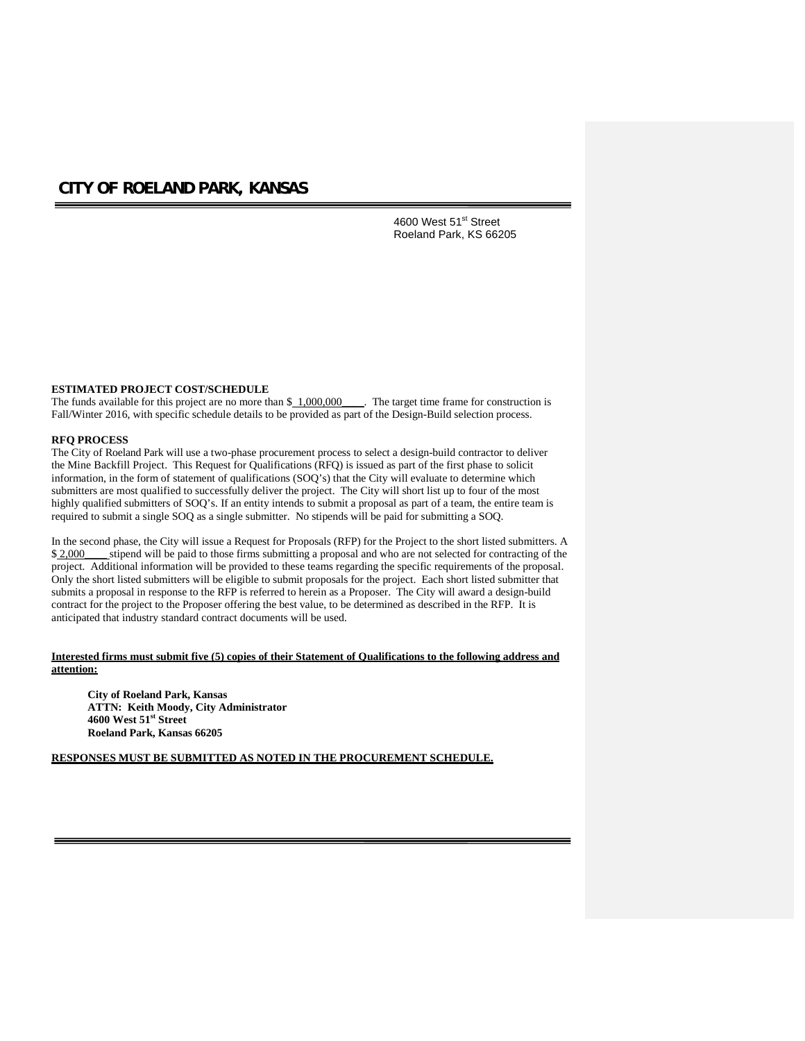# CITY OF ROELAND PARK, KANSAS

4600 West 51st Street
Roeland Park, KS 66205

**ESTIMATED PROJECT COST/SCHEDULE**
The funds available for this project are no more than $ 1,000,000 . The target time frame for construction is Fall/Winter 2016, with specific schedule details to be provided as part of the Design-Build selection process.

**RFQ PROCESS**
The City of Roeland Park will use a two-phase procurement process to select a design-build contractor to deliver the Mine Backfill Project. This Request for Qualifications (RFQ) is issued as part of the first phase to solicit information, in the form of statement of qualifications (SOQ's) that the City will evaluate to determine which submitters are most qualified to successfully deliver the project. The City will short list up to four of the most highly qualified submitters of SOQ's. If an entity intends to submit a proposal as part of a team, the entire team is required to submit a single SOQ as a single submitter. No stipends will be paid for submitting a SOQ.

In the second phase, the City will issue a Request for Proposals (RFP) for the Project to the short listed submitters. A $ 2,000 stipend will be paid to those firms submitting a proposal and who are not selected for contracting of the project. Additional information will be provided to these teams regarding the specific requirements of the proposal. Only the short listed submitters will be eligible to submit proposals for the project. Each short listed submitter that submits a proposal in response to the RFP is referred to herein as a Proposer. The City will award a design-build contract for the project to the Proposer offering the best value, to be determined as described in the RFP. It is anticipated that industry standard contract documents will be used.

**Interested firms must submit five (5) copies of their Statement of Qualifications to the following address and attention:**

**City of Roeland Park, Kansas**
**ATTN: Keith Moody, City Administrator**
**4600 West 51st Street**
**Roeland Park, Kansas 66205**

**RESPONSES MUST BE SUBMITTED AS NOTED IN THE PROCUREMENT SCHEDULE.**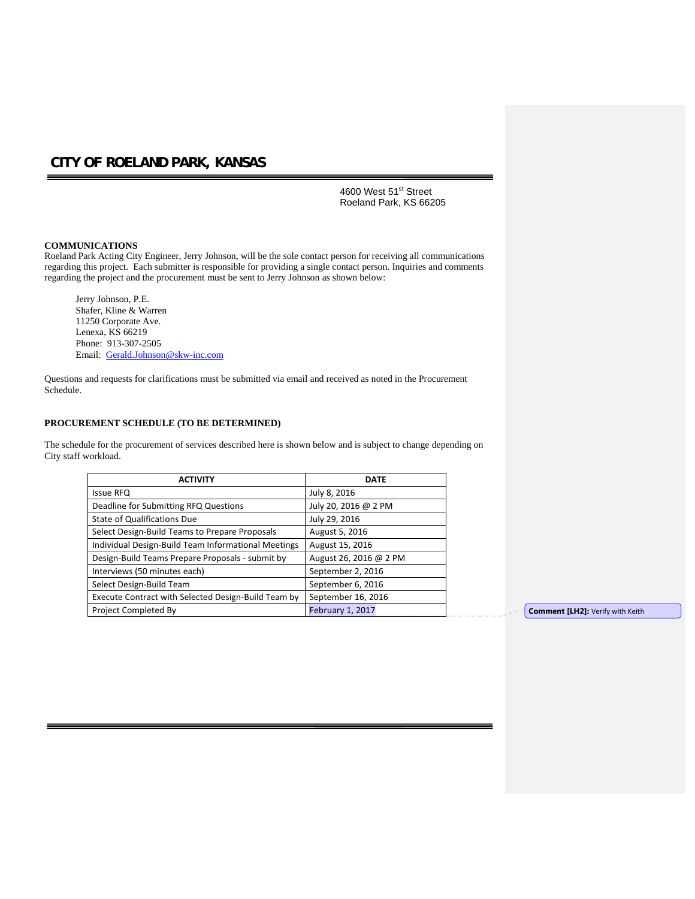# CITY OF ROELAND PARK, KANSAS

4600 West 51st Street
Roeland Park, KS 66205

**COMMUNICATIONS**
Roeland Park Acting City Engineer, Jerry Johnson, will be the sole contact person for receiving all communications regarding this project. Each submitter is responsible for providing a single contact person. Inquiries and comments regarding the project and the procurement must be sent to Jerry Johnson as shown below:

Jerry Johnson, P.E.
Shafer, Kline & Warren
11250 Corporate Ave.
Lenexa, KS 66219
Phone: 913-307-2505
Email: Gerald.Johnson@skw-inc.com

Questions and requests for clarifications must be submitted via email and received as noted in the Procurement Schedule.

**PROCUREMENT SCHEDULE (TO BE DETERMINED)**

The schedule for the procurement of services described here is shown below and is subject to change depending on City staff workload.

| ACTIVITY | DATE |
|---|---|
| Issue RFQ | July 8, 2016 |
| Deadline for Submitting RFQ Questions | July 20, 2016 @ 2 PM |
| State of Qualifications Due | July 29, 2016 |
| Select Design-Build Teams to Prepare Proposals | August 5, 2016 |
| Individual Design-Build Team Informational Meetings | August 15, 2016 |
| Design-Build Teams Prepare Proposals - submit by | August 26, 2016 @ 2 PM |
| Interviews (50 minutes each) | September 2, 2016 |
| Select Design-Build Team | September 6, 2016 |
| Execute Contract with Selected Design-Build Team by | September 16, 2016 |
| Project Completed By | February 1, 2017 |

**Comment [LH2]:** Verify with Keith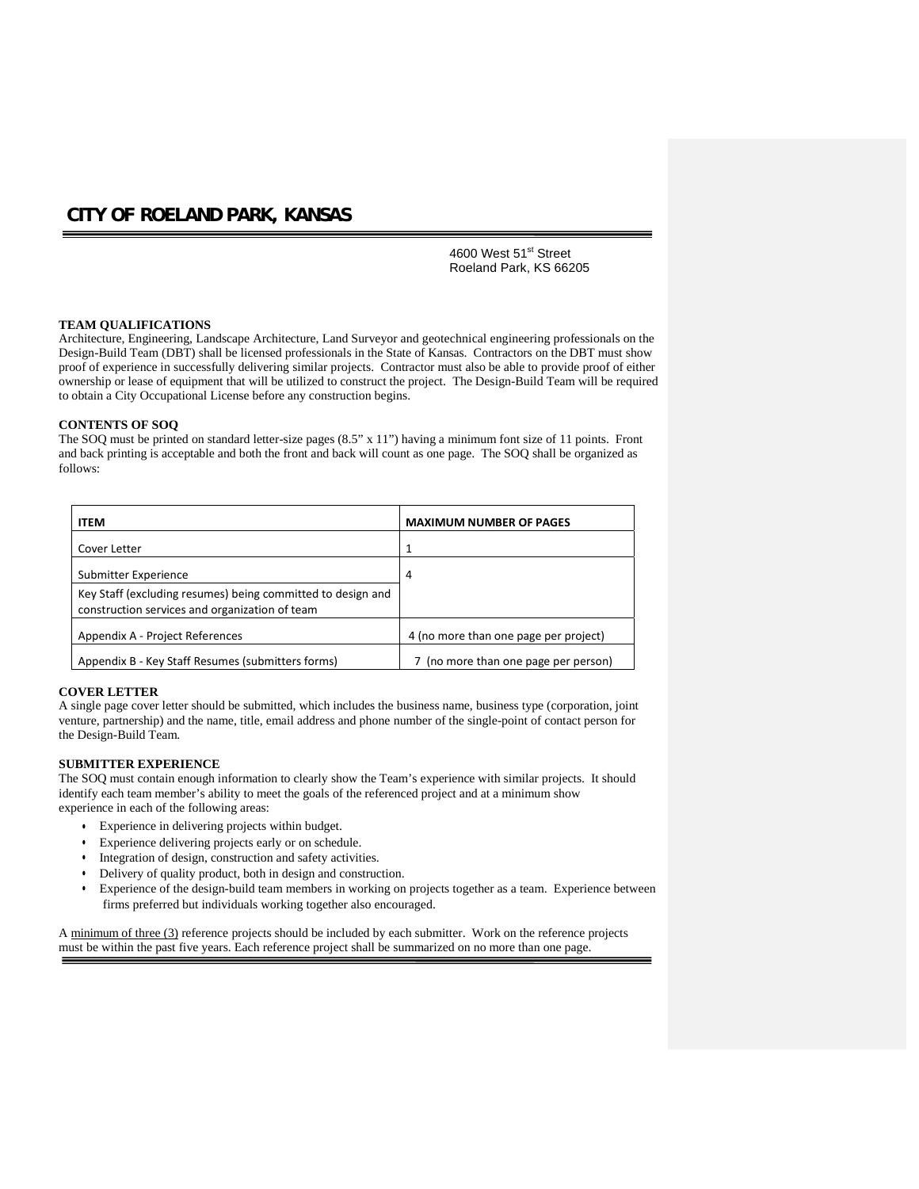# CITY OF ROELAND PARK, KANSAS

4600 West 51st Street
Roeland Park, KS 66205

**TEAM QUALIFICATIONS**
Architecture, Engineering, Landscape Architecture, Land Surveyor and geotechnical engineering professionals on the Design-Build Team (DBT) shall be licensed professionals in the State of Kansas. Contractors on the DBT must show proof of experience in successfully delivering similar projects. Contractor must also be able to provide proof of either ownership or lease of equipment that will be utilized to construct the project. The Design-Build Team will be required to obtain a City Occupational License before any construction begins.

**CONTENTS OF SOQ**
The SOQ must be printed on standard letter-size pages (8.5" x 11") having a minimum font size of 11 points. Front and back printing is acceptable and both the front and back will count as one page. The SOQ shall be organized as follows:

| ITEM | MAXIMUM NUMBER OF PAGES |
|---|---|
| Cover Letter | 1 |
| Submitter Experience<br>Key Staff (excluding resumes) being committed to design and construction services and organization of team | 4 |
| Appendix A - Project References | 4 (no more than one page per project) |
| Appendix B - Key Staff Resumes (submitters forms) | 7 (no more than one page per person) |

**COVER LETTER**
A single page cover letter should be submitted, which includes the business name, business type (corporation, joint venture, partnership) and the name, title, email address and phone number of the single-point of contact person for the Design-Build Team.

**SUBMITTER EXPERIENCE**
The SOQ must contain enough information to clearly show the Team's experience with similar projects. It should identify each team member's ability to meet the goals of the referenced project and at a minimum show experience in each of the following areas:

- Experience in delivering projects within budget.
- Experience delivering projects early or on schedule.
- Integration of design, construction and safety activities.
- Delivery of quality product, both in design and construction.
- Experience of the design-build team members in working on projects together as a team. Experience between firms preferred but individuals working together also encouraged.

A minimum of three (3) reference projects should be included by each submitter. Work on the reference projects must be within the past five years. Each reference project shall be summarized on no more than one page.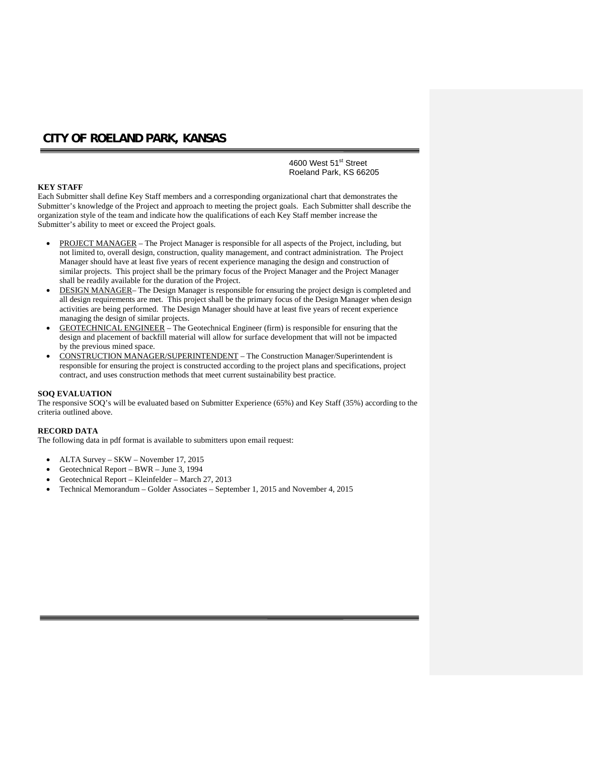# CITY OF ROELAND PARK, KANSAS

4600 West 51st Street
Roeland Park, KS 66205

**KEY STAFF**

Each Submitter shall define Key Staff members and a corresponding organizational chart that demonstrates the Submitter's knowledge of the Project and approach to meeting the project goals. Each Submitter shall describe the organization style of the team and indicate how the qualifications of each Key Staff member increase the Submitter's ability to meet or exceed the Project goals.

- PROJECT MANAGER – The Project Manager is responsible for all aspects of the Project, including, but not limited to, overall design, construction, quality management, and contract administration. The Project Manager should have at least five years of recent experience managing the design and construction of similar projects. This project shall be the primary focus of the Project Manager and the Project Manager shall be readily available for the duration of the Project.
- DESIGN MANAGER– The Design Manager is responsible for ensuring the project design is completed and all design requirements are met. This project shall be the primary focus of the Design Manager when design activities are being performed. The Design Manager should have at least five years of recent experience managing the design of similar projects.
- GEOTECHNICAL ENGINEER – The Geotechnical Engineer (firm) is responsible for ensuring that the design and placement of backfill material will allow for surface development that will not be impacted by the previous mined space.
- CONSTRUCTION MANAGER/SUPERINTENDENT – The Construction Manager/Superintendent is responsible for ensuring the project is constructed according to the project plans and specifications, project contract, and uses construction methods that meet current sustainability best practice.

**SOQ EVALUATION**

The responsive SOQ's will be evaluated based on Submitter Experience (65%) and Key Staff (35%) according to the criteria outlined above.

**RECORD DATA**

The following data in pdf format is available to submitters upon email request:

- ALTA Survey – SKW – November 17, 2015
- Geotechnical Report – BWR – June 3, 1994
- Geotechnical Report – Kleinfelder – March 27, 2013
- Technical Memorandum – Golder Associates – September 1, 2015 and November 4, 2015